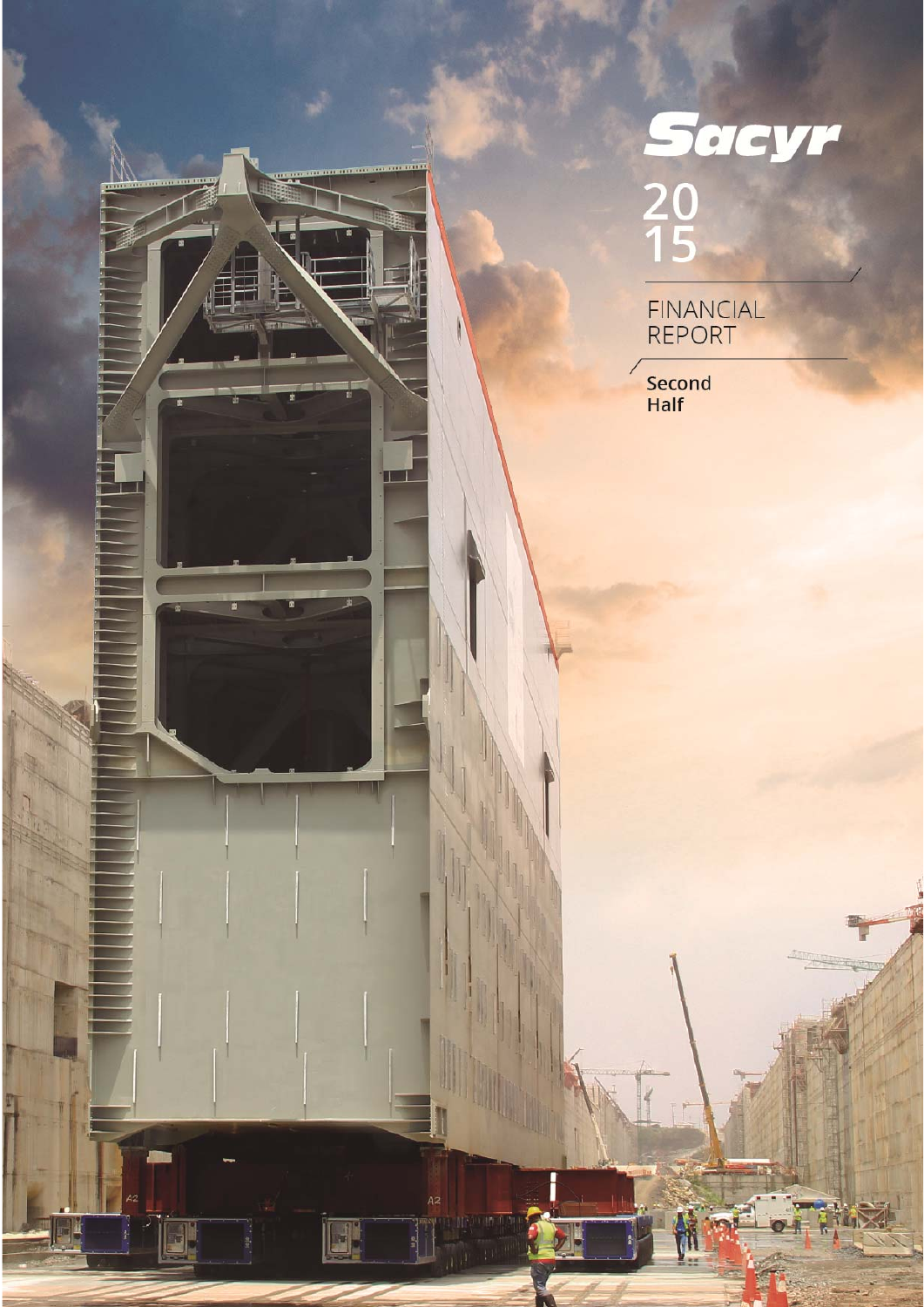# Sacyr

# 2015

## FINANCIAL REPORT

### Second Half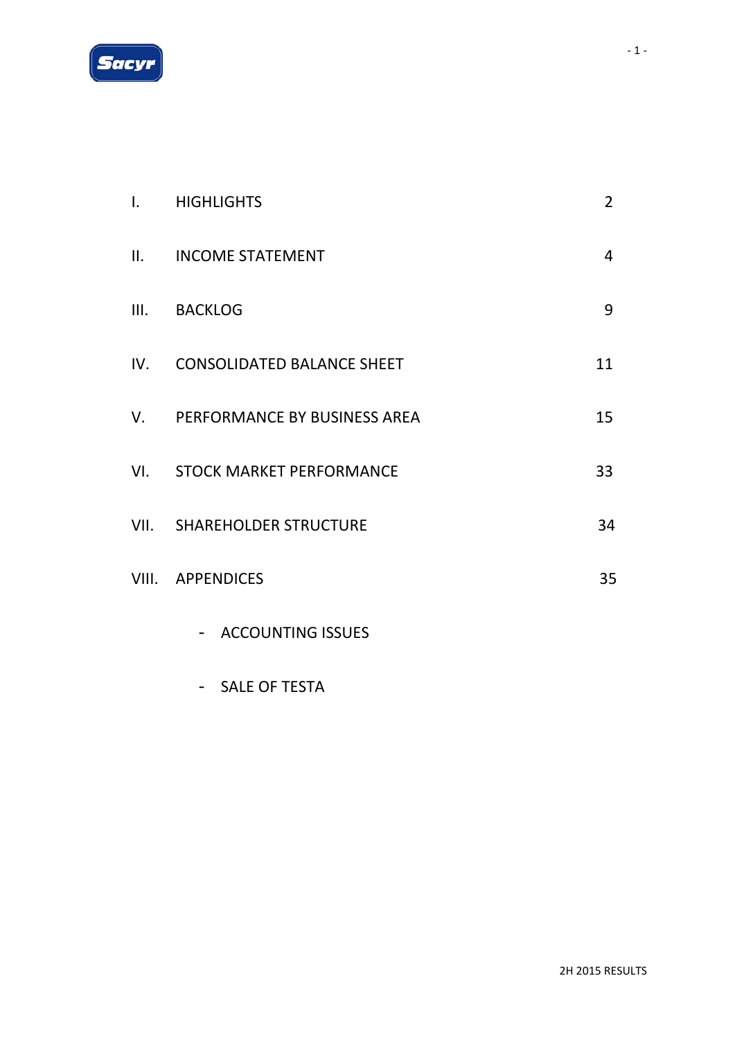| | | |
|---|---|---|
| I. | HIGHLIGHTS | 2 |
| II. | INCOME STATEMENT | 4 |
| III. | BACKLOG | 9 |
| IV. | CONSOLIDATED BALANCE SHEET | 11 |
| V. | PERFORMANCE BY BUSINESS AREA | 15 |
| VI. | STOCK MARKET PERFORMANCE | 33 |
| VII. | SHAREHOLDER STRUCTURE | 34 |
| VIII. | APPENDICES | 35 |

- ACCOUNTING ISSUES
- SALE OF TESTA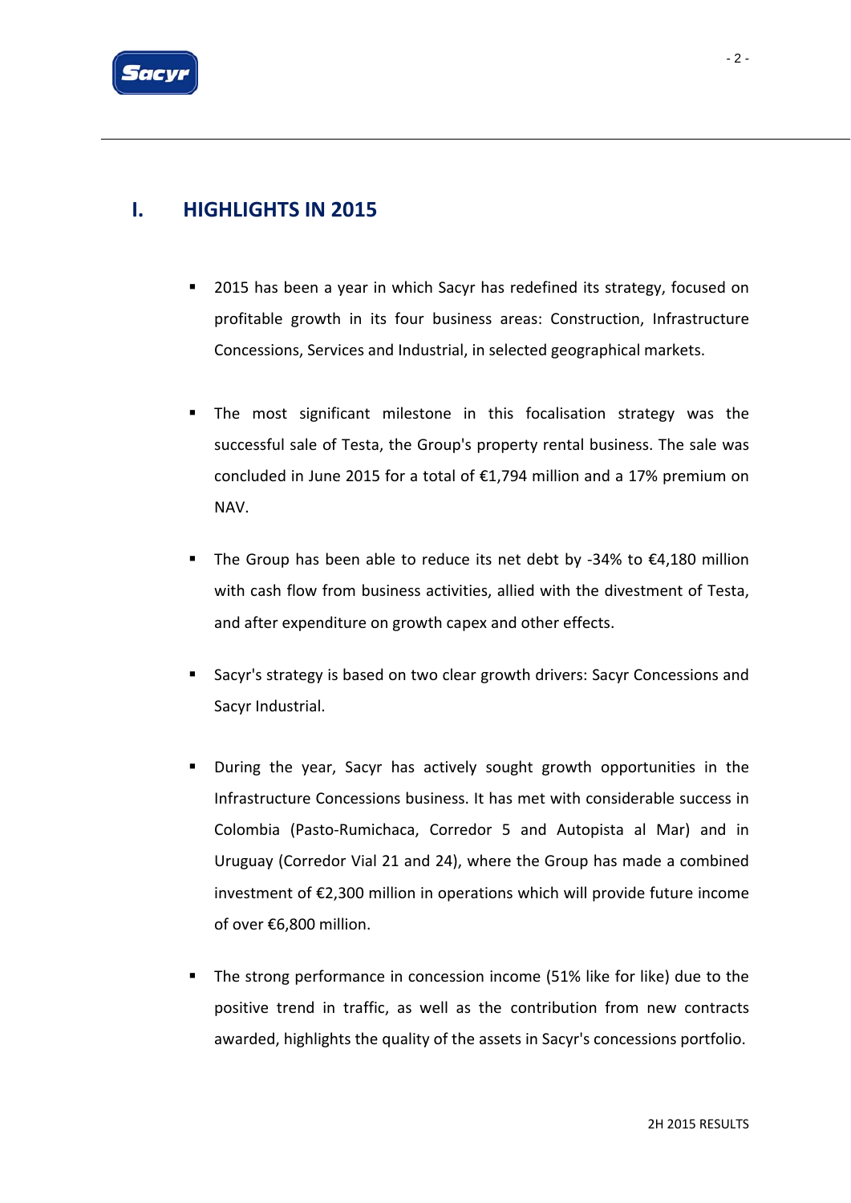# I. HIGHLIGHTS IN 2015

- 2015 has been a year in which Sacyr has redefined its strategy, focused on profitable growth in its four business areas: Construction, Infrastructure Concessions, Services and Industrial, in selected geographical markets.

- The most significant milestone in this focalisation strategy was the successful sale of Testa, the Group's property rental business. The sale was concluded in June 2015 for a total of €1,794 million and a 17% premium on NAV.

- The Group has been able to reduce its net debt by -34% to €4,180 million with cash flow from business activities, allied with the divestment of Testa, and after expenditure on growth capex and other effects.

- Sacyr's strategy is based on two clear growth drivers: Sacyr Concessions and Sacyr Industrial.

- During the year, Sacyr has actively sought growth opportunities in the Infrastructure Concessions business. It has met with considerable success in Colombia (Pasto-Rumichaca, Corredor 5 and Autopista al Mar) and in Uruguay (Corredor Vial 21 and 24), where the Group has made a combined investment of €2,300 million in operations which will provide future income of over €6,800 million.

- The strong performance in concession income (51% like for like) due to the positive trend in traffic, as well as the contribution from new contracts awarded, highlights the quality of the assets in Sacyr's concessions portfolio.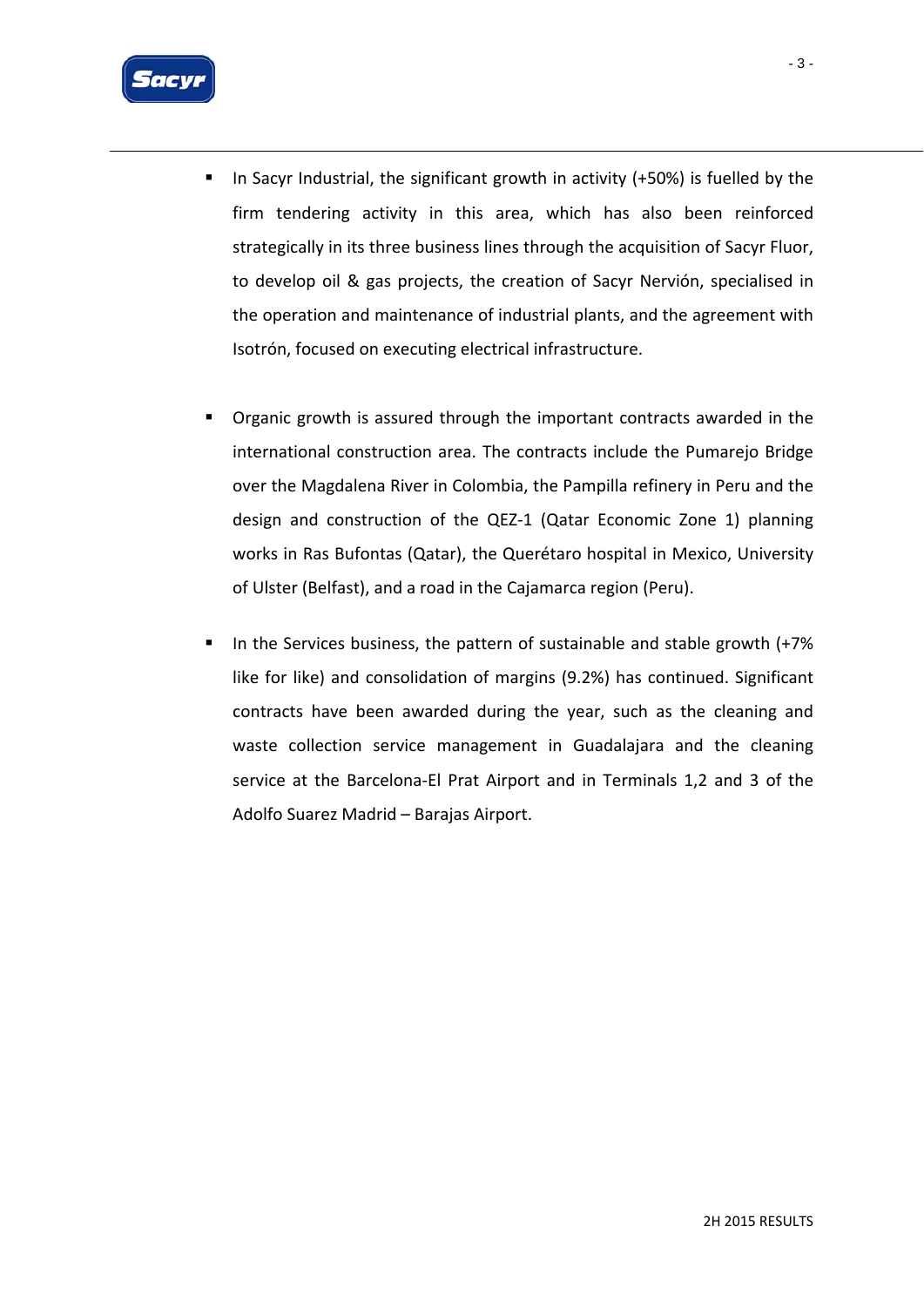- In Sacyr Industrial, the significant growth in activity (+50%) is fuelled by the firm tendering activity in this area, which has also been reinforced strategically in its three business lines through the acquisition of Sacyr Fluor, to develop oil & gas projects, the creation of Sacyr Nervión, specialised in the operation and maintenance of industrial plants, and the agreement with Isotrón, focused on executing electrical infrastructure.

- Organic growth is assured through the important contracts awarded in the international construction area. The contracts include the Pumarejo Bridge over the Magdalena River in Colombia, the Pampilla refinery in Peru and the design and construction of the QEZ-1 (Qatar Economic Zone 1) planning works in Ras Bufontas (Qatar), the Querétaro hospital in Mexico, University of Ulster (Belfast), and a road in the Cajamarca region (Peru).

- In the Services business, the pattern of sustainable and stable growth (+7% like for like) and consolidation of margins (9.2%) has continued. Significant contracts have been awarded during the year, such as the cleaning and waste collection service management in Guadalajara and the cleaning service at the Barcelona-El Prat Airport and in Terminals 1,2 and 3 of the Adolfo Suarez Madrid – Barajas Airport.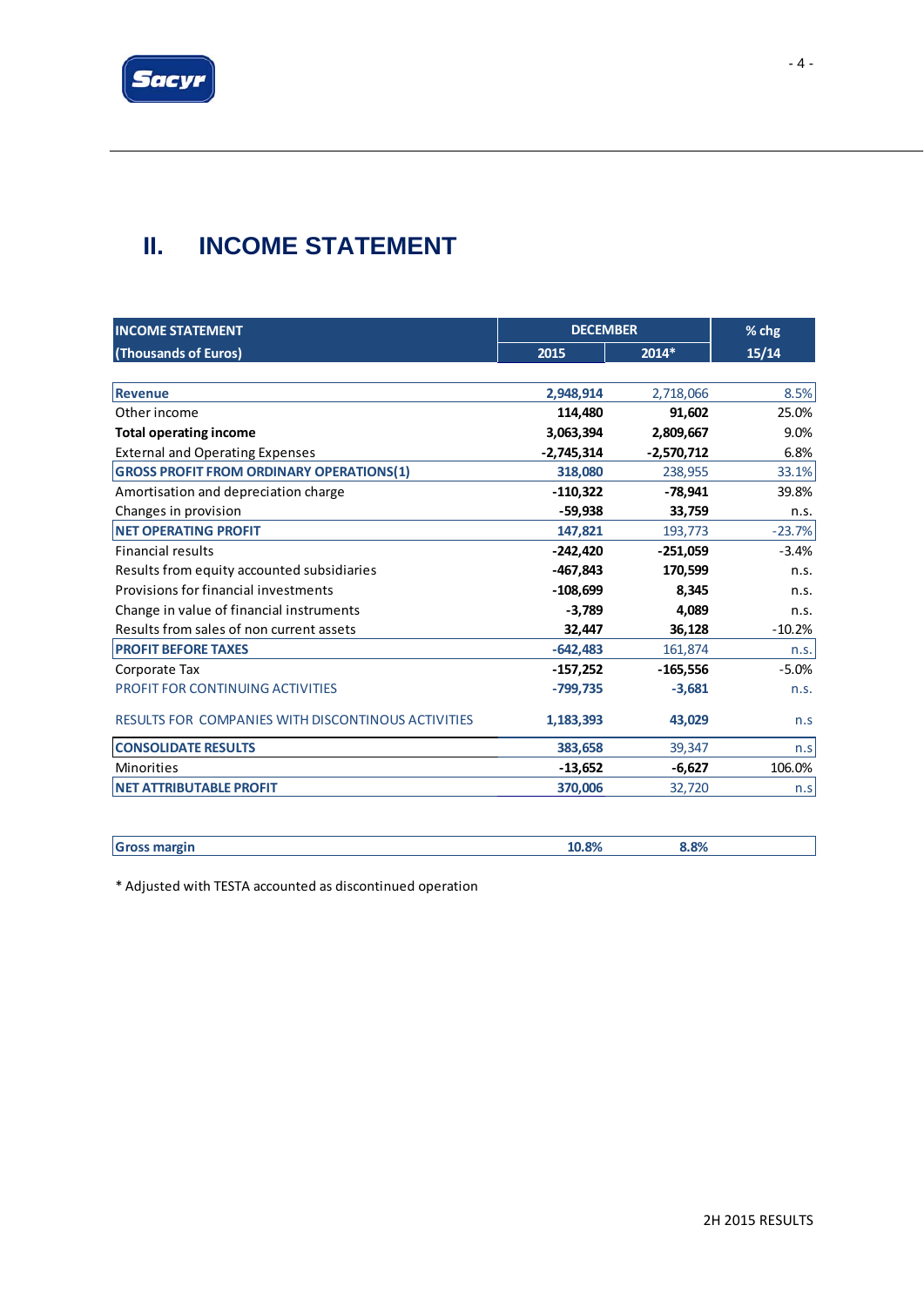# II. INCOME STATEMENT

| INCOME STATEMENT (Thousands of Euros) | DECEMBER | | % chg |
|---|---|---|---|
| | 2015 | 2014* | 15/14 |
| **Revenue** | 2,948,914 | 2,718,066 | 8.5% |
| Other income | 114,480 | 91,602 | 25.0% |
| **Total operating income** | 3,063,394 | 2,809,667 | 9.0% |
| External and Operating Expenses | -2,745,314 | -2,570,712 | 6.8% |
| **GROSS PROFIT FROM ORDINARY OPERATIONS(1)** | 318,080 | 238,955 | 33.1% |
| Amortisation and depreciation charge | -110,322 | -78,941 | 39.8% |
| Changes in provision | -59,938 | 33,759 | n.s. |
| **NET OPERATING PROFIT** | 147,821 | 193,773 | -23.7% |
| Financial results | -242,420 | -251,059 | -3.4% |
| Results from equity accounted subsidiaries | -467,843 | 170,599 | n.s. |
| Provisions for financial investments | -108,699 | 8,345 | n.s. |
| Change in value of financial instruments | -3,789 | 4,089 | n.s. |
| Results from sales of non current assets | 32,447 | 36,128 | -10.2% |
| **PROFIT BEFORE TAXES** | -642,483 | 161,874 | n.s. |
| Corporate Tax | -157,252 | -165,556 | -5.0% |
| PROFIT FOR CONTINUING ACTIVITIES | -799,735 | -3,681 | n.s. |
| RESULTS FOR COMPANIES WITH DISCONTINOUS ACTIVITIES | 1,183,393 | 43,029 | n.s |
| **CONSOLIDATE RESULTS** | 383,658 | 39,347 | n.s |
| Minorities | -13,652 | -6,627 | 106.0% |
| **NET ATTRIBUTABLE PROFIT** | 370,006 | 32,720 | n.s |

| Gross margin | 10.8% | 8.8% | |
|---|---|---|---|

\* Adjusted with TESTA accounted as discontinued operation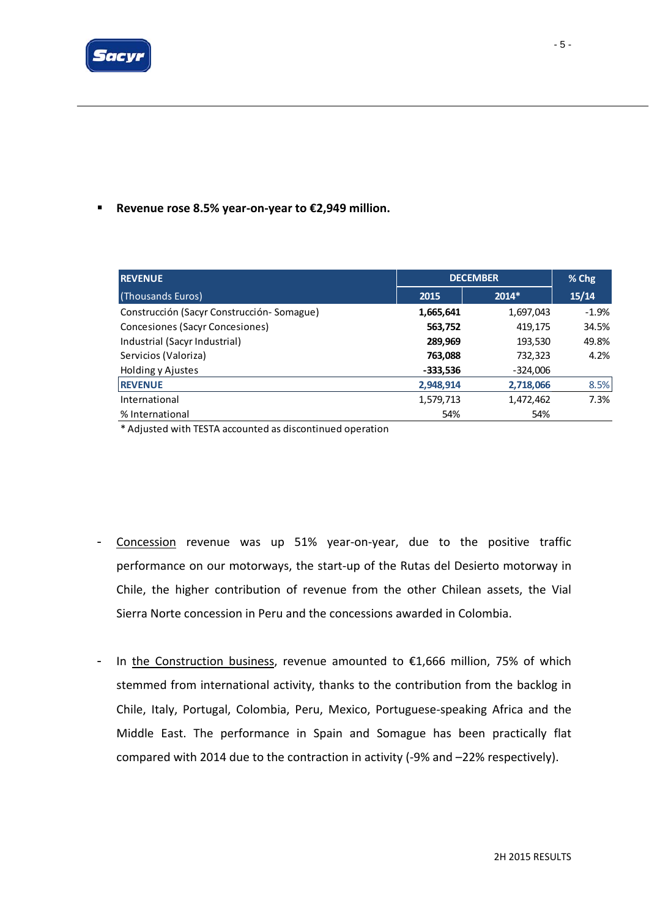- **Revenue rose 8.5% year-on-year to €2,949 million.**

| REVENUE | DECEMBER | | % Chg |
|---|---|---|---|
| (Thousands Euros) | 2015 | 2014* | 15/14 |
| Construcción (Sacyr Construcción- Somague) | **1,665,641** | 1,697,043 | -1.9% |
| Concesiones (Sacyr Concesiones) | **563,752** | 419,175 | 34.5% |
| Industrial (Sacyr Industrial) | **289,969** | 193,530 | 49.8% |
| Servicios (Valoriza) | **763,088** | 732,323 | 4.2% |
| Holding y Ajustes | **-333,536** | -324,006 | |
| **REVENUE** | **2,948,914** | **2,718,066** | 8.5% |
| International | 1,579,713 | 1,472,462 | 7.3% |
| % International | 54% | 54% | |

\* Adjusted with TESTA accounted as discontinued operation

- Concession revenue was up 51% year-on-year, due to the positive traffic performance on our motorways, the start-up of the Rutas del Desierto motorway in Chile, the higher contribution of revenue from the other Chilean assets, the Vial Sierra Norte concession in Peru and the concessions awarded in Colombia.

- In the Construction business, revenue amounted to €1,666 million, 75% of which stemmed from international activity, thanks to the contribution from the backlog in Chile, Italy, Portugal, Colombia, Peru, Mexico, Portuguese-speaking Africa and the Middle East. The performance in Spain and Somague has been practically flat compared with 2014 due to the contraction in activity (-9% and –22% respectively).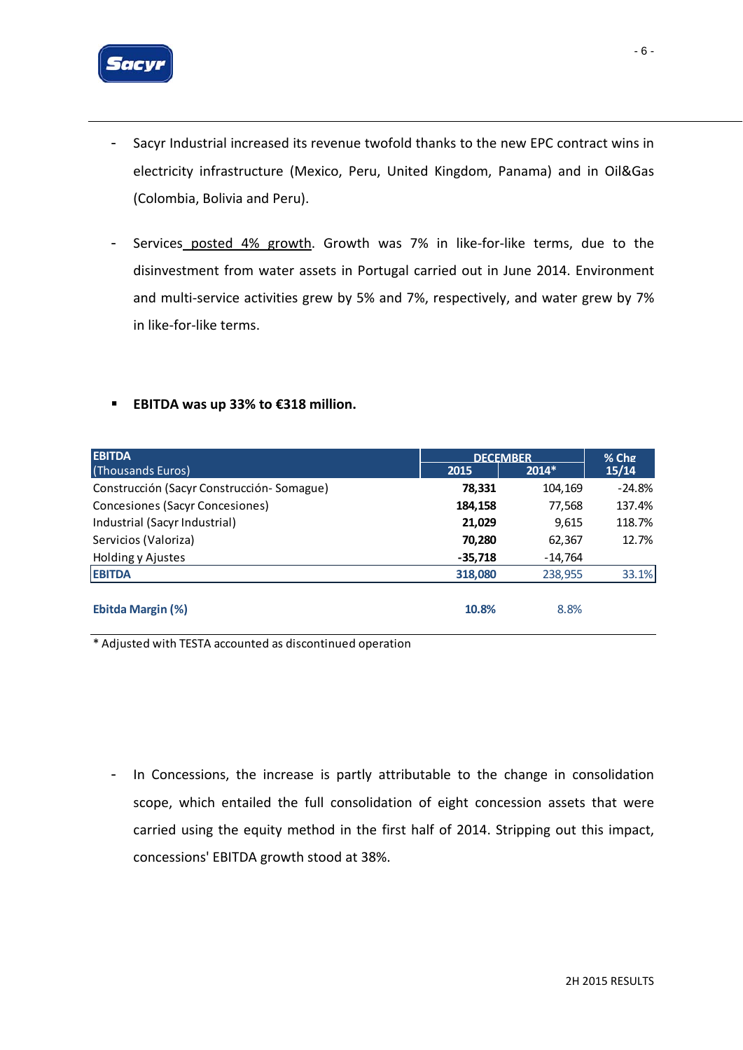- Sacyr Industrial increased its revenue twofold thanks to the new EPC contract wins in electricity infrastructure (Mexico, Peru, United Kingdom, Panama) and in Oil&Gas (Colombia, Bolivia and Peru).

- Services posted 4% growth. Growth was 7% in like-for-like terms, due to the disinvestment from water assets in Portugal carried out in June 2014. Environment and multi-service activities grew by 5% and 7%, respectively, and water grew by 7% in like-for-like terms.

- **EBITDA was up 33% to €318 million.**

| EBITDA (Thousands Euros) | DECEMBER | | % Chg 15/14 |
|---|---|---|---|
| | 2015 | 2014* | |
| Construcción (Sacyr Construcción- Somague) | **78,331** | 104,169 | -24.8% |
| Concesiones (Sacyr Concesiones) | **184,158** | 77,568 | 137.4% |
| Industrial (Sacyr Industrial) | **21,029** | 9,615 | 118.7% |
| Servicios (Valoriza) | **70,280** | 62,367 | 12.7% |
| Holding y Ajustes | **-35,718** | -14,764 | |
| **EBITDA** | **318,080** | 238,955 | 33.1% |
| **Ebitda Margin (%)** | **10.8%** | 8.8% | |

\* Adjusted with TESTA accounted as discontinued operation

- In Concessions, the increase is partly attributable to the change in consolidation scope, which entailed the full consolidation of eight concession assets that were carried using the equity method in the first half of 2014. Stripping out this impact, concessions' EBITDA growth stood at 38%.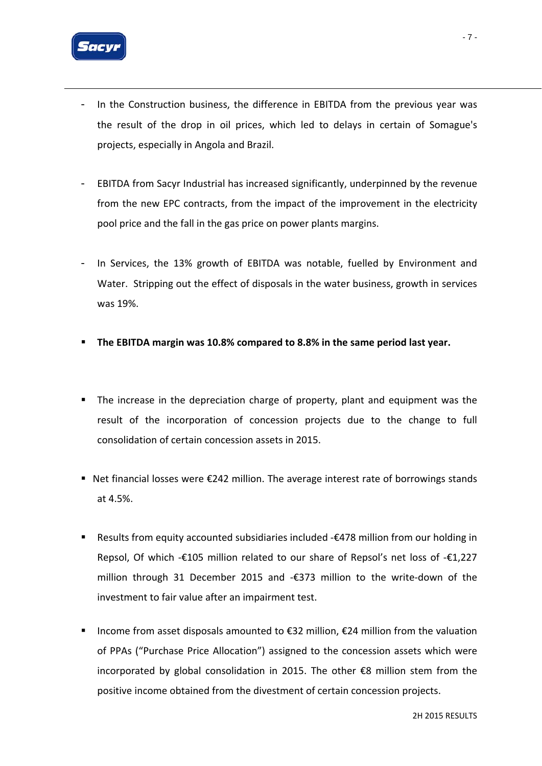- In the Construction business, the difference in EBITDA from the previous year was the result of the drop in oil prices, which led to delays in certain of Somague's projects, especially in Angola and Brazil.

- EBITDA from Sacyr Industrial has increased significantly, underpinned by the revenue from the new EPC contracts, from the impact of the improvement in the electricity pool price and the fall in the gas price on power plants margins.

- In Services, the 13% growth of EBITDA was notable, fuelled by Environment and Water. Stripping out the effect of disposals in the water business, growth in services was 19%.

- **The EBITDA margin was 10.8% compared to 8.8% in the same period last year.**

- The increase in the depreciation charge of property, plant and equipment was the result of the incorporation of concession projects due to the change to full consolidation of certain concession assets in 2015.

- Net financial losses were €242 million. The average interest rate of borrowings stands at 4.5%.

- Results from equity accounted subsidiaries included -€478 million from our holding in Repsol, Of which -€105 million related to our share of Repsol's net loss of -€1,227 million through 31 December 2015 and -€373 million to the write-down of the investment to fair value after an impairment test.

- Income from asset disposals amounted to €32 million, €24 million from the valuation of PPAs ("Purchase Price Allocation") assigned to the concession assets which were incorporated by global consolidation in 2015. The other €8 million stem from the positive income obtained from the divestment of certain concession projects.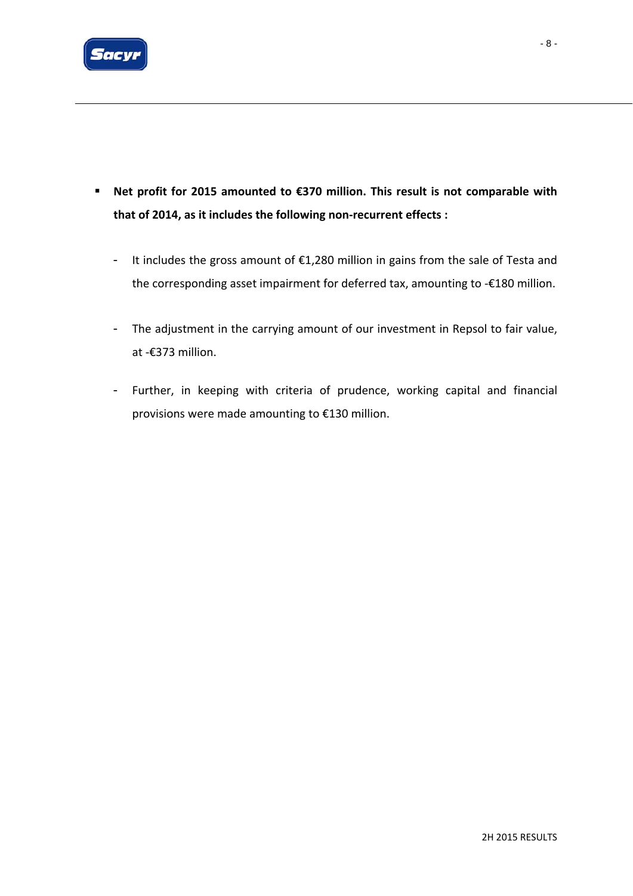- **Net profit for 2015 amounted to €370 million. This result is not comparable with that of 2014, as it includes the following non-recurrent effects :**

  - It includes the gross amount of €1,280 million in gains from the sale of Testa and the corresponding asset impairment for deferred tax, amounting to -€180 million.

  - The adjustment in the carrying amount of our investment in Repsol to fair value, at -€373 million.

  - Further, in keeping with criteria of prudence, working capital and financial provisions were made amounting to €130 million.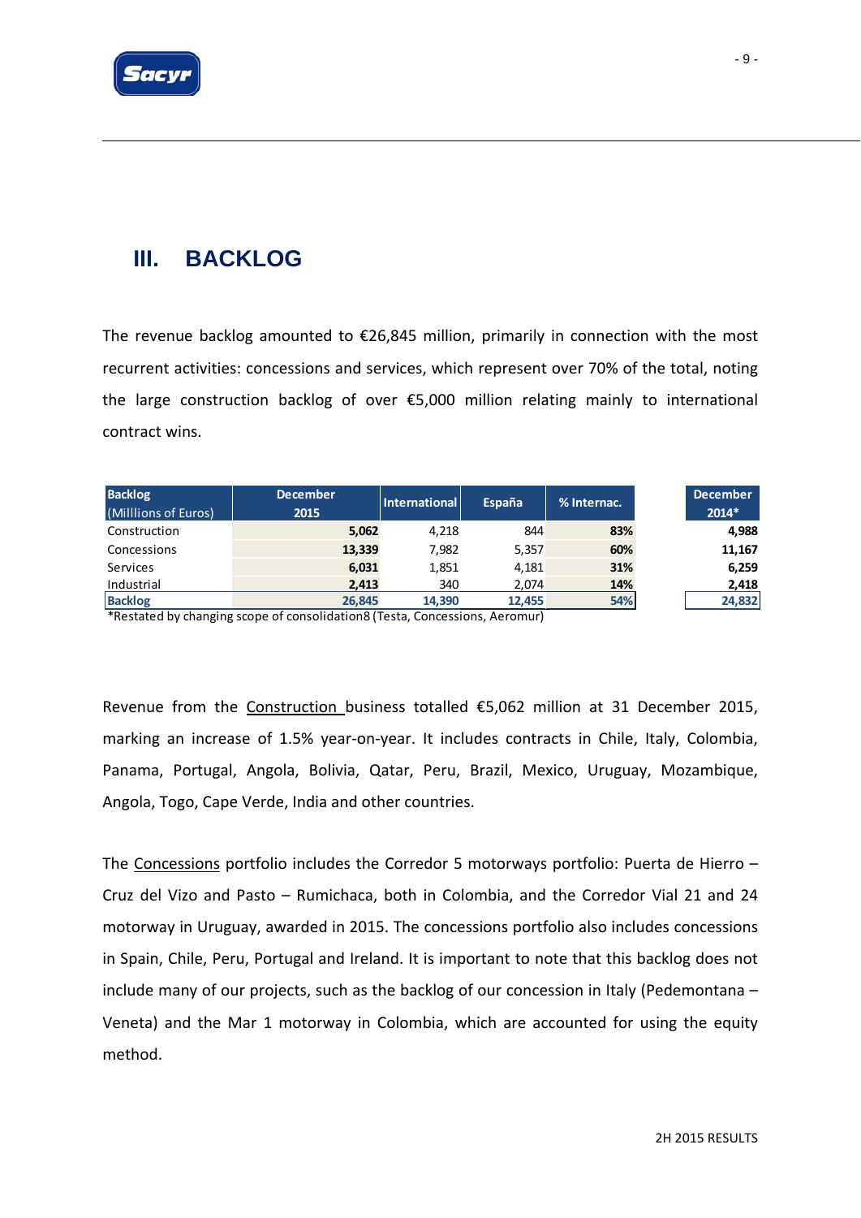## III. BACKLOG

The revenue backlog amounted to €26,845 million, primarily in connection with the most recurrent activities: concessions and services, which represent over 70% of the total, noting the large construction backlog of over €5,000 million relating mainly to international contract wins.

| Backlog (Milllions of Euros) | December 2015 | International | España | % Internac. | December 2014* |
|---|---|---|---|---|---|
| Construction | **5,062** | 4,218 | 844 | **83%** | **4,988** |
| Concessions | **13,339** | 7,982 | 5,357 | **60%** | **11,167** |
| Services | **6,031** | 1,851 | 4,181 | **31%** | **6,259** |
| Industrial | **2,413** | 340 | 2,074 | **14%** | **2,418** |
| **Backlog** | **26,845** | **14,390** | **12,455** | **54%** | **24,832** |

*Restated by changing scope of consolidation8 (Testa, Concessions, Aeromur)

Revenue from the Construction business totalled €5,062 million at 31 December 2015, marking an increase of 1.5% year-on-year. It includes contracts in Chile, Italy, Colombia, Panama, Portugal, Angola, Bolivia, Qatar, Peru, Brazil, Mexico, Uruguay, Mozambique, Angola, Togo, Cape Verde, India and other countries.

The Concessions portfolio includes the Corredor 5 motorways portfolio: Puerta de Hierro – Cruz del Vizo and Pasto – Rumichaca, both in Colombia, and the Corredor Vial 21 and 24 motorway in Uruguay, awarded in 2015. The concessions portfolio also includes concessions in Spain, Chile, Peru, Portugal and Ireland. It is important to note that this backlog does not include many of our projects, such as the backlog of our concession in Italy (Pedemontana – Veneta) and the Mar 1 motorway in Colombia, which are accounted for using the equity method.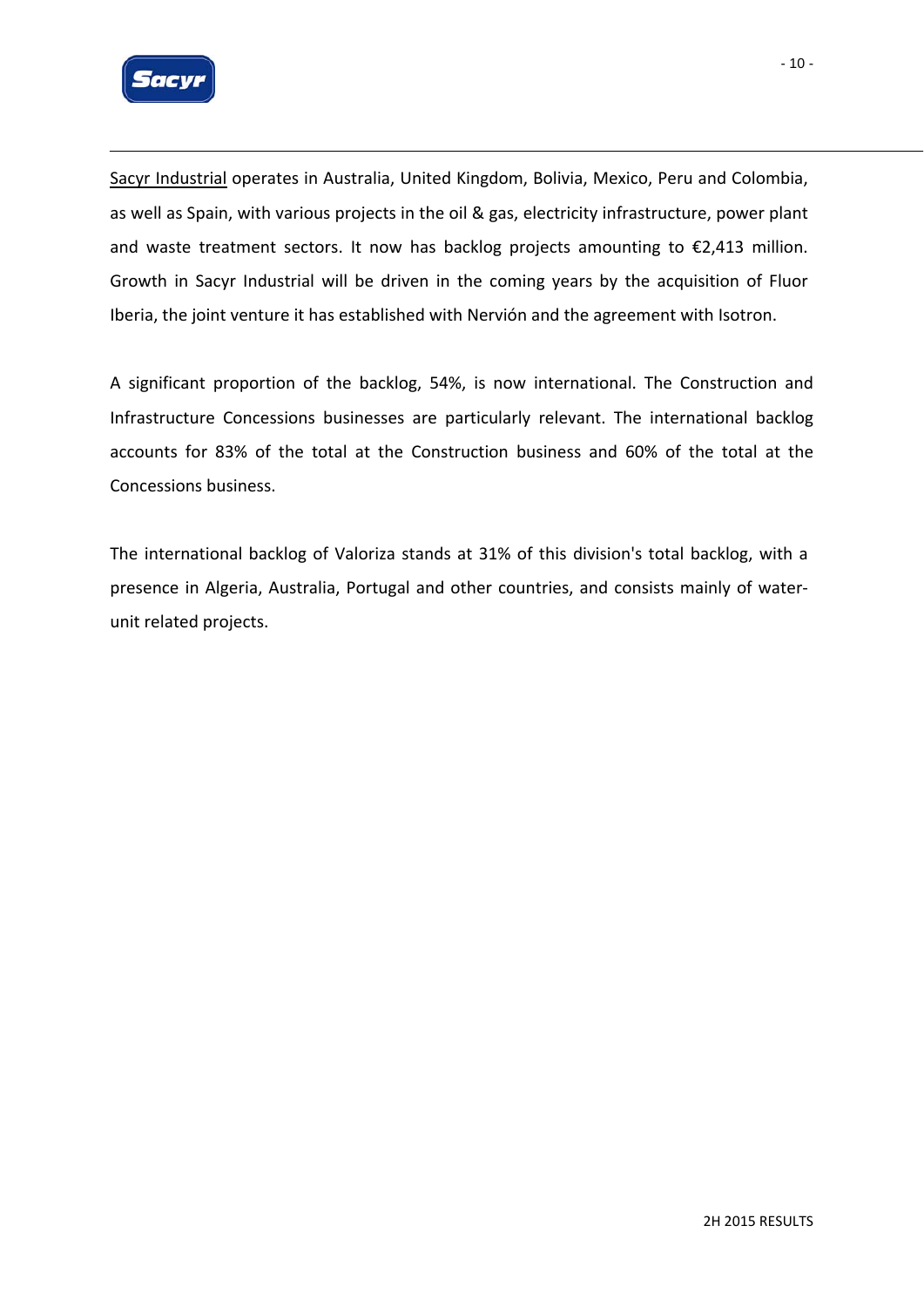Sacyr Industrial operates in Australia, United Kingdom, Bolivia, Mexico, Peru and Colombia, as well as Spain, with various projects in the oil & gas, electricity infrastructure, power plant and waste treatment sectors. It now has backlog projects amounting to €2,413 million. Growth in Sacyr Industrial will be driven in the coming years by the acquisition of Fluor Iberia, the joint venture it has established with Nervión and the agreement with Isotron.

A significant proportion of the backlog, 54%, is now international. The Construction and Infrastructure Concessions businesses are particularly relevant. The international backlog accounts for 83% of the total at the Construction business and 60% of the total at the Concessions business.

The international backlog of Valoriza stands at 31% of this division's total backlog, with a presence in Algeria, Australia, Portugal and other countries, and consists mainly of water-unit related projects.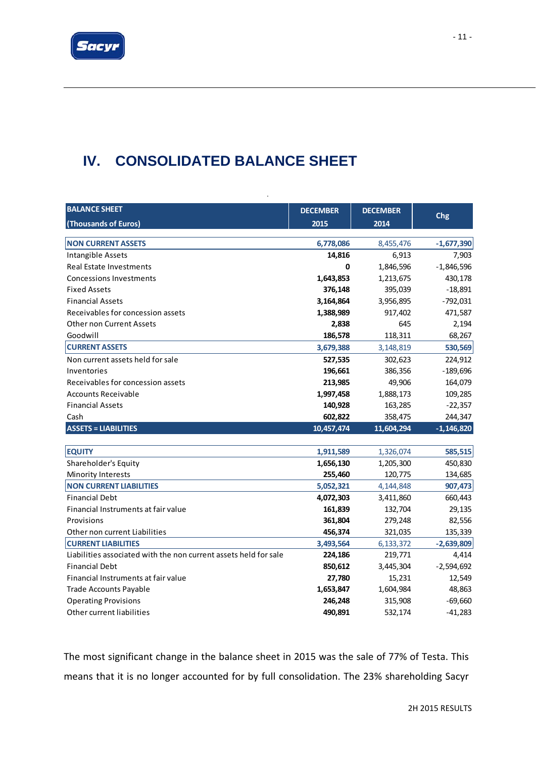# IV. CONSOLIDATED BALANCE SHEET

| BALANCE SHEET (Thousands of Euros) | DECEMBER 2015 | DECEMBER 2014 | Chg |
|---|---|---|---|
| **NON CURRENT ASSETS** | **6,778,086** | 8,455,476 | **-1,677,390** |
| Intangible Assets | **14,816** | 6,913 | 7,903 |
| Real Estate Investments | **0** | 1,846,596 | -1,846,596 |
| Concessions Investments | **1,643,853** | 1,213,675 | 430,178 |
| Fixed Assets | **376,148** | 395,039 | -18,891 |
| Financial Assets | **3,164,864** | 3,956,895 | -792,031 |
| Receivables for concession assets | **1,388,989** | 917,402 | 471,587 |
| Other non Current Assets | **2,838** | 645 | 2,194 |
| Goodwill | **186,578** | 118,311 | 68,267 |
| **CURRENT ASSETS** | **3,679,388** | 3,148,819 | **530,569** |
| Non current assets held for sale | **527,535** | 302,623 | 224,912 |
| Inventories | **196,661** | 386,356 | -189,696 |
| Receivables for concession assets | **213,985** | 49,906 | 164,079 |
| Accounts Receivable | **1,997,458** | 1,888,173 | 109,285 |
| Financial Assets | **140,928** | 163,285 | -22,357 |
| Cash | **602,822** | 358,475 | 244,347 |
| **ASSETS = LIABILITIES** | **10,457,474** | **11,604,294** | **-1,146,820** |
| | | | |
| **EQUITY** | **1,911,589** | 1,326,074 | **585,515** |
| Shareholder's Equity | **1,656,130** | 1,205,300 | 450,830 |
| Minority Interests | **255,460** | 120,775 | 134,685 |
| **NON CURRENT LIABILITIES** | **5,052,321** | 4,144,848 | **907,473** |
| Financial Debt | **4,072,303** | 3,411,860 | 660,443 |
| Financial Instruments at fair value | **161,839** | 132,704 | 29,135 |
| Provisions | **361,804** | 279,248 | 82,556 |
| Other non current Liabilities | **456,374** | 321,035 | 135,339 |
| **CURRENT LIABILITIES** | **3,493,564** | 6,133,372 | **-2,639,809** |
| Liabilities associated with the non current assets held for sale | **224,186** | 219,771 | 4,414 |
| Financial Debt | **850,612** | 3,445,304 | -2,594,692 |
| Financial Instruments at fair value | **27,780** | 15,231 | 12,549 |
| Trade Accounts Payable | **1,653,847** | 1,604,984 | 48,863 |
| Operating Provisions | **246,248** | 315,908 | -69,660 |
| Other current liabilities | **490,891** | 532,174 | -41,283 |

The most significant change in the balance sheet in 2015 was the sale of 77% of Testa. This means that it is no longer accounted for by full consolidation. The 23% shareholding Sacyr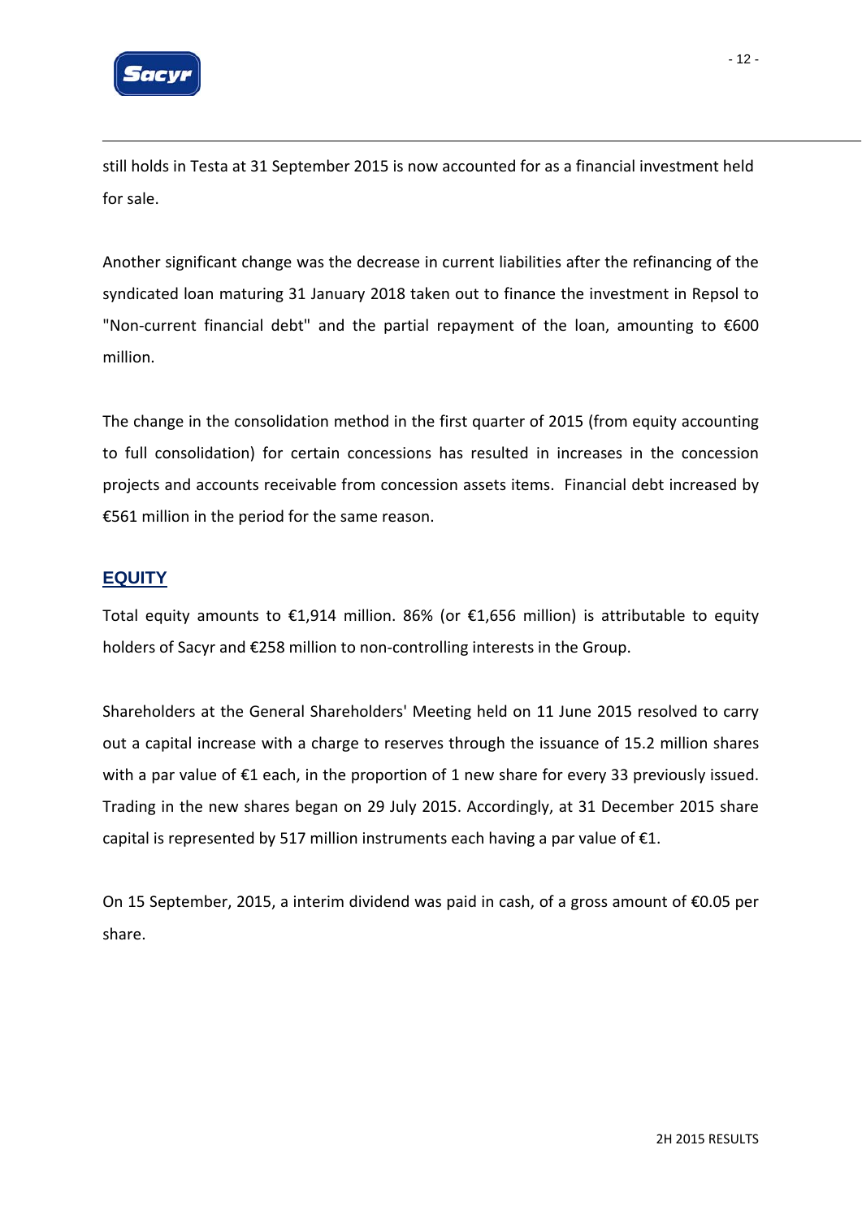still holds in Testa at 31 September 2015 is now accounted for as a financial investment held for sale.

Another significant change was the decrease in current liabilities after the refinancing of the syndicated loan maturing 31 January 2018 taken out to finance the investment in Repsol to "Non-current financial debt" and the partial repayment of the loan, amounting to €600 million.

The change in the consolidation method in the first quarter of 2015 (from equity accounting to full consolidation) for certain concessions has resulted in increases in the concession projects and accounts receivable from concession assets items. Financial debt increased by €561 million in the period for the same reason.

## EQUITY

Total equity amounts to €1,914 million. 86% (or €1,656 million) is attributable to equity holders of Sacyr and €258 million to non-controlling interests in the Group.

Shareholders at the General Shareholders' Meeting held on 11 June 2015 resolved to carry out a capital increase with a charge to reserves through the issuance of 15.2 million shares with a par value of €1 each, in the proportion of 1 new share for every 33 previously issued. Trading in the new shares began on 29 July 2015. Accordingly, at 31 December 2015 share capital is represented by 517 million instruments each having a par value of €1.

On 15 September, 2015, a interim dividend was paid in cash, of a gross amount of €0.05 per share.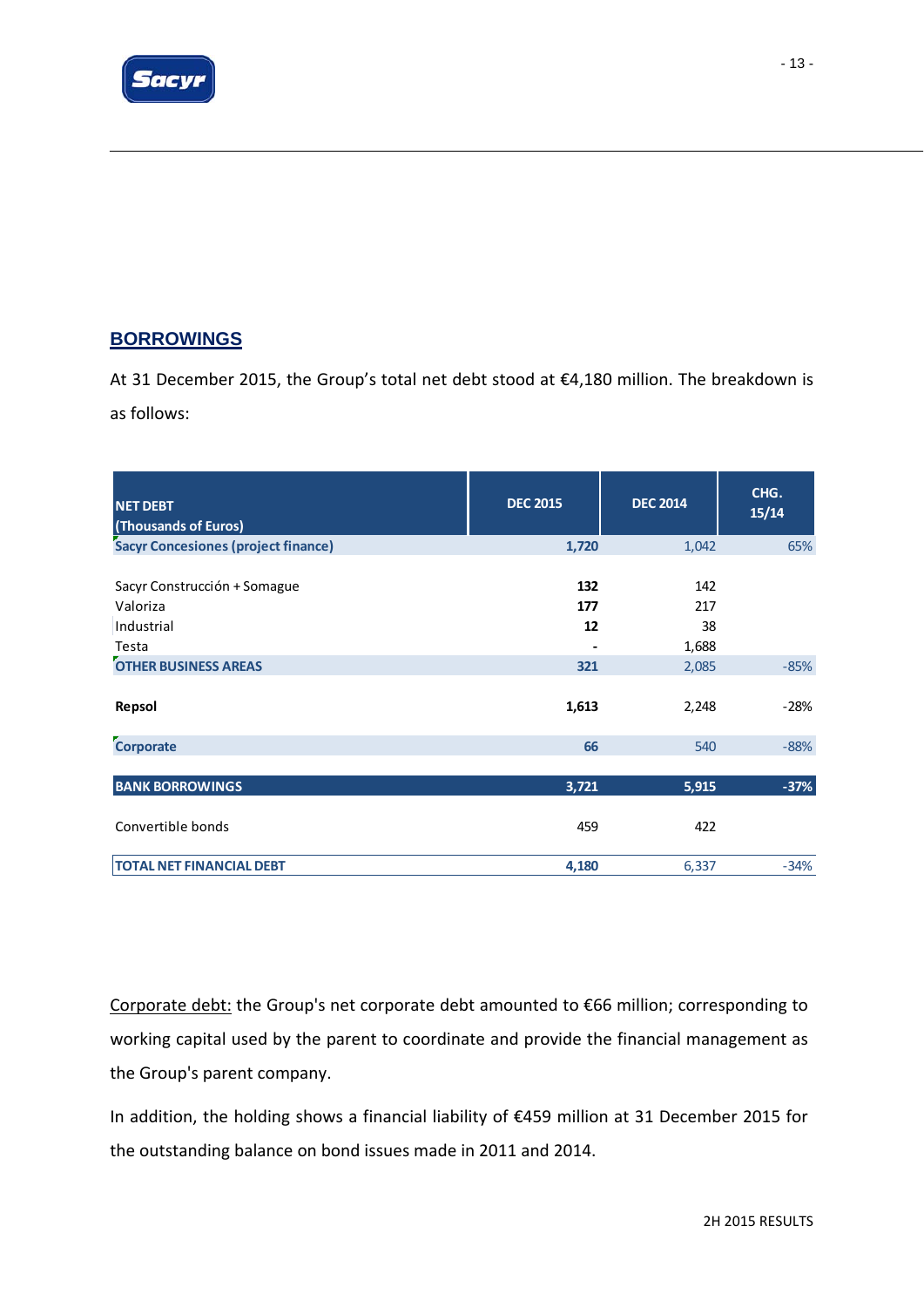## BORROWINGS

At 31 December 2015, the Group's total net debt stood at €4,180 million. The breakdown is as follows:

| NET DEBT (Thousands of Euros) | DEC 2015 | DEC 2014 | CHG. 15/14 |
|---|---|---|---|
| **Sacyr Concesiones (project finance)** | **1,720** | 1,042 | 65% |
| Sacyr Construcción + Somague | **132** | 142 | |
| Valoriza | **177** | 217 | |
| Industrial | **12** | 38 | |
| Testa | **-** | 1,688 | |
| **OTHER BUSINESS AREAS** | **321** | 2,085 | -85% |
| **Repsol** | **1,613** | 2,248 | -28% |
| **Corporate** | **66** | 540 | -88% |
| **BANK BORROWINGS** | **3,721** | **5,915** | **-37%** |
| Convertible bonds | 459 | 422 | |
| **TOTAL NET FINANCIAL DEBT** | **4,180** | 6,337 | -34% |

Corporate debt: the Group's net corporate debt amounted to €66 million; corresponding to working capital used by the parent to coordinate and provide the financial management as the Group's parent company.

In addition, the holding shows a financial liability of €459 million at 31 December 2015 for the outstanding balance on bond issues made in 2011 and 2014.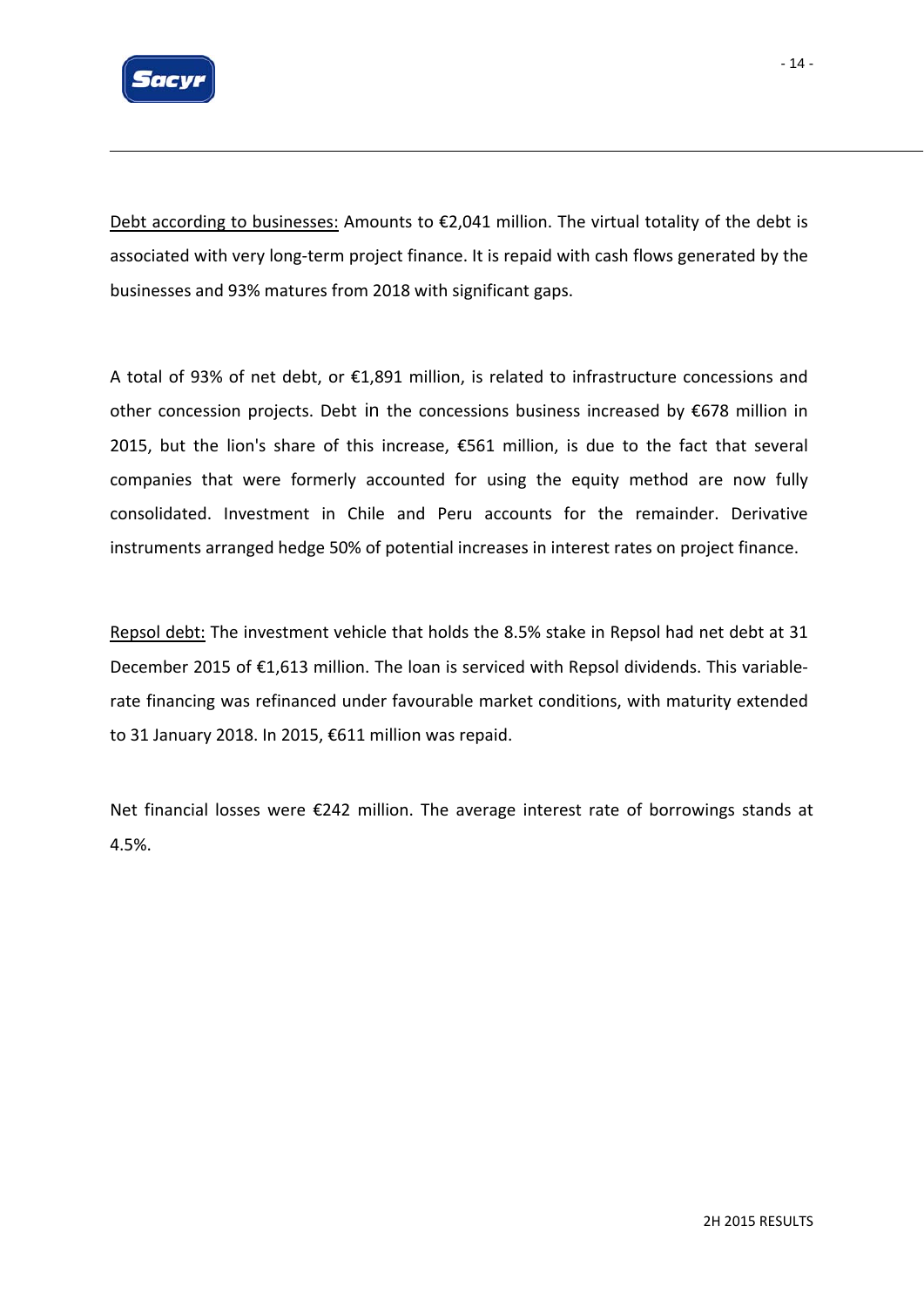<u>Debt according to businesses:</u> Amounts to €2,041 million. The virtual totality of the debt is associated with very long-term project finance. It is repaid with cash flows generated by the businesses and 93% matures from 2018 with significant gaps.

A total of 93% of net debt, or €1,891 million, is related to infrastructure concessions and other concession projects. Debt in the concessions business increased by €678 million in 2015, but the lion's share of this increase, €561 million, is due to the fact that several companies that were formerly accounted for using the equity method are now fully consolidated. Investment in Chile and Peru accounts for the remainder. Derivative instruments arranged hedge 50% of potential increases in interest rates on project finance.

<u>Repsol debt:</u> The investment vehicle that holds the 8.5% stake in Repsol had net debt at 31 December 2015 of €1,613 million. The loan is serviced with Repsol dividends. This variable-rate financing was refinanced under favourable market conditions, with maturity extended to 31 January 2018. In 2015, €611 million was repaid.

Net financial losses were €242 million. The average interest rate of borrowings stands at 4.5%.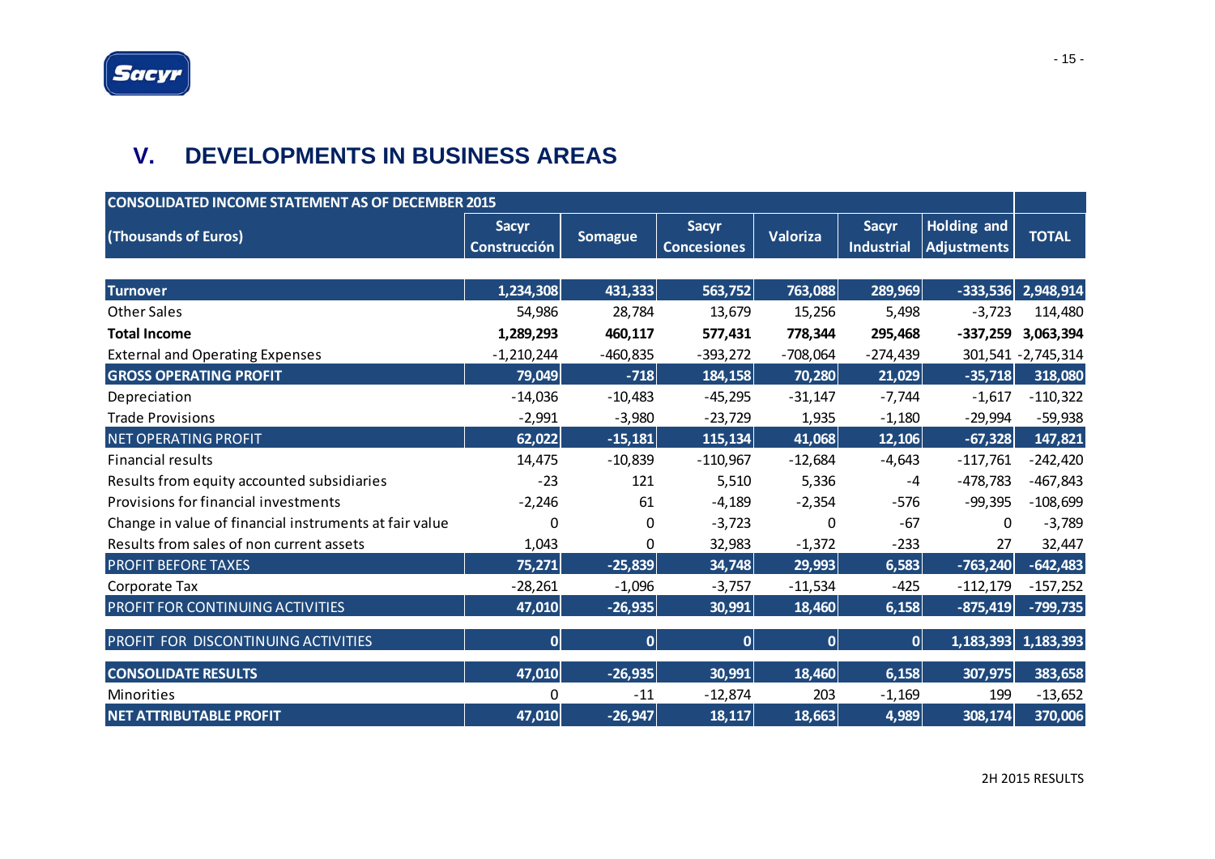## V. DEVELOPMENTS IN BUSINESS AREAS

| CONSOLIDATED INCOME STATEMENT AS OF DECEMBER 2015 | | | | | | | |
|---|---|---|---|---|---|---|---|
| (Thousands of Euros) | Sacyr Construcción | Somague | Sacyr Concesiones | Valoriza | Sacyr Industrial | Holding and Adjustments | TOTAL |
| **Turnover** | **1,234,308** | **431,333** | **563,752** | **763,088** | **289,969** | **-333,536** | **2,948,914** |
| Other Sales | 54,986 | 28,784 | 13,679 | 15,256 | 5,498 | -3,723 | 114,480 |
| **Total Income** | **1,289,293** | **460,117** | **577,431** | **778,344** | **295,468** | **-337,259** | **3,063,394** |
| External and Operating Expenses | -1,210,244 | -460,835 | -393,272 | -708,064 | -274,439 | 301,541 | -2,745,314 |
| **GROSS OPERATING PROFIT** | **79,049** | **-718** | **184,158** | **70,280** | **21,029** | **-35,718** | **318,080** |
| Depreciation | -14,036 | -10,483 | -45,295 | -31,147 | -7,744 | -1,617 | -110,322 |
| Trade Provisions | -2,991 | -3,980 | -23,729 | 1,935 | -1,180 | -29,994 | -59,938 |
| NET OPERATING PROFIT | **62,022** | **-15,181** | **115,134** | **41,068** | **12,106** | **-67,328** | **147,821** |
| Financial results | 14,475 | -10,839 | -110,967 | -12,684 | -4,643 | -117,761 | -242,420 |
| Results from equity accounted subsidiaries | -23 | 121 | 5,510 | 5,336 | -4 | -478,783 | -467,843 |
| Provisions for financial investments | -2,246 | 61 | -4,189 | -2,354 | -576 | -99,395 | -108,699 |
| Change in value of financial instruments at fair value | 0 | 0 | -3,723 | 0 | -67 | 0 | -3,789 |
| Results from sales of non current assets | 1,043 | 0 | 32,983 | -1,372 | -233 | 27 | 32,447 |
| PROFIT BEFORE TAXES | **75,271** | **-25,839** | **34,748** | **29,993** | **6,583** | **-763,240** | **-642,483** |
| Corporate Tax | -28,261 | -1,096 | -3,757 | -11,534 | -425 | -112,179 | -157,252 |
| PROFIT FOR CONTINUING ACTIVITIES | **47,010** | **-26,935** | **30,991** | **18,460** | **6,158** | **-875,419** | **-799,735** |
| PROFIT FOR DISCONTINUING ACTIVITIES | **0** | **0** | **0** | **0** | **0** | **1,183,393** | **1,183,393** |
| **CONSOLIDATE RESULTS** | **47,010** | **-26,935** | **30,991** | **18,460** | **6,158** | **307,975** | **383,658** |
| Minorities | 0 | -11 | -12,874 | 203 | -1,169 | 199 | -13,652 |
| **NET ATTRIBUTABLE PROFIT** | **47,010** | **-26,947** | **18,117** | **18,663** | **4,989** | **308,174** | **370,006** |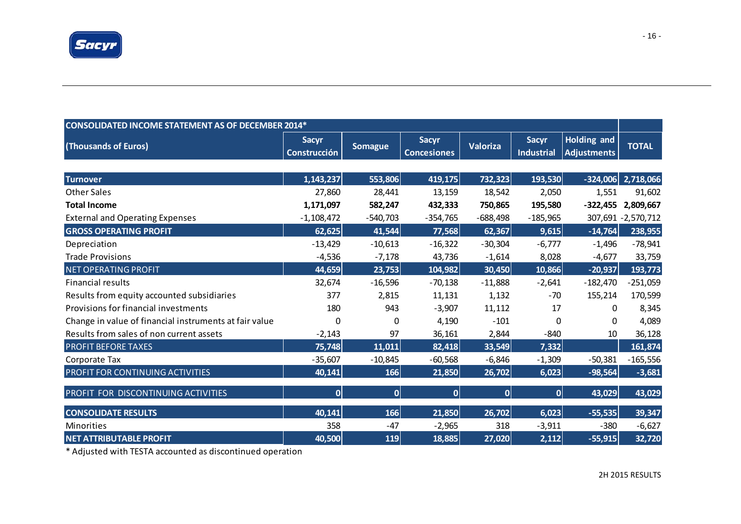| CONSOLIDATED INCOME STATEMENT AS OF DECEMBER 2014* | | | | | | | |
|---|---|---|---|---|---|---|---|
| (Thousands of Euros) | Sacyr Construcción | Somague | Sacyr Concesiones | Valoriza | Sacyr Industrial | Holding and Adjustments | TOTAL |
| **Turnover** | 1,143,237 | 553,806 | 419,175 | 732,323 | 193,530 | -324,006 | 2,718,066 |
| Other Sales | 27,860 | 28,441 | 13,159 | 18,542 | 2,050 | 1,551 | 91,602 |
| **Total Income** | **1,171,097** | **582,247** | **432,333** | **750,865** | **195,580** | **-322,455** | **2,809,667** |
| External and Operating Expenses | -1,108,472 | -540,703 | -354,765 | -688,498 | -185,965 | 307,691 | -2,570,712 |
| **GROSS OPERATING PROFIT** | 62,625 | 41,544 | 77,568 | 62,367 | 9,615 | -14,764 | 238,955 |
| Depreciation | -13,429 | -10,613 | -16,322 | -30,304 | -6,777 | -1,496 | -78,941 |
| Trade Provisions | -4,536 | -7,178 | 43,736 | -1,614 | 8,028 | -4,677 | 33,759 |
| NET OPERATING PROFIT | 44,659 | 23,753 | 104,982 | 30,450 | 10,866 | -20,937 | 193,773 |
| Financial results | 32,674 | -16,596 | -70,138 | -11,888 | -2,641 | -182,470 | -251,059 |
| Results from equity accounted subsidiaries | 377 | 2,815 | 11,131 | 1,132 | -70 | 155,214 | 170,599 |
| Provisions for financial investments | 180 | 943 | -3,907 | 11,112 | 17 | 0 | 8,345 |
| Change in value of financial instruments at fair value | 0 | 0 | 4,190 | -101 | 0 | 0 | 4,089 |
| Results from sales of non current assets | -2,143 | 97 | 36,161 | 2,844 | -840 | 10 | 36,128 |
| PROFIT BEFORE TAXES | 75,748 | 11,011 | 82,418 | 33,549 | 7,332 | | 161,874 |
| Corporate Tax | -35,607 | -10,845 | -60,568 | -6,846 | -1,309 | -50,381 | -165,556 |
| PROFIT FOR CONTINUING ACTIVITIES | 40,141 | 166 | 21,850 | 26,702 | 6,023 | -98,564 | -3,681 |
| PROFIT FOR DISCONTINUING ACTIVITIES | 0 | 0 | 0 | 0 | 0 | 43,029 | 43,029 |
| **CONSOLIDATE RESULTS** | 40,141 | 166 | 21,850 | 26,702 | 6,023 | -55,535 | 39,347 |
| Minorities | 358 | -47 | -2,965 | 318 | -3,911 | -380 | -6,627 |
| **NET ATTRIBUTABLE PROFIT** | 40,500 | 119 | 18,885 | 27,020 | 2,112 | -55,915 | 32,720 |

* Adjusted with TESTA accounted as discontinued operation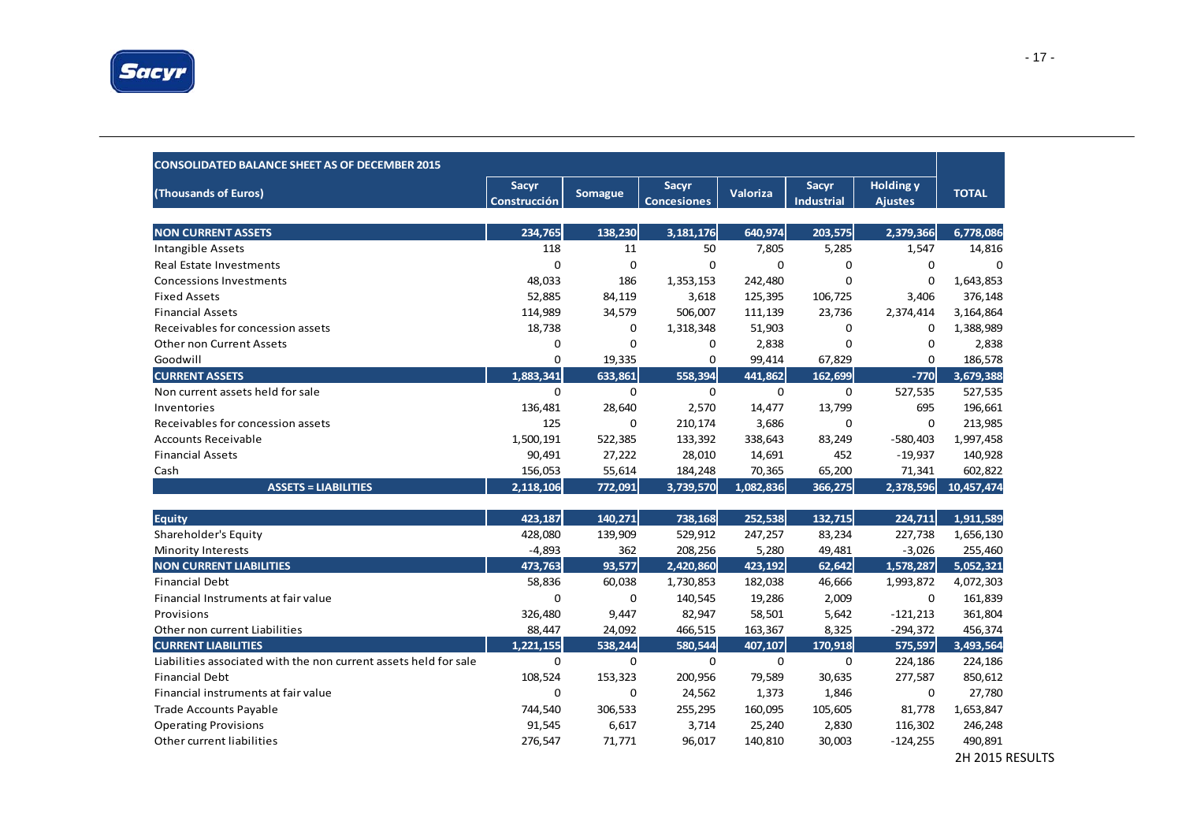| CONSOLIDATED BALANCE SHEET AS OF DECEMBER 2015 (Thousands of Euros) | Sacyr Construcción | Somague | Sacyr Concesiones | Valoriza | Sacyr Industrial | Holding y Ajustes | TOTAL |
|---|---|---|---|---|---|---|---|
| **NON CURRENT ASSETS** | **234,765** | **138,230** | **3,181,176** | **640,974** | **203,575** | **2,379,366** | **6,778,086** |
| Intangible Assets | 118 | 11 | 50 | 7,805 | 5,285 | 1,547 | 14,816 |
| Real Estate Investments | 0 | 0 | 0 | 0 | 0 | 0 | 0 |
| Concessions Investments | 48,033 | 186 | 1,353,153 | 242,480 | 0 | 0 | 1,643,853 |
| Fixed Assets | 52,885 | 84,119 | 3,618 | 125,395 | 106,725 | 3,406 | 376,148 |
| Financial Assets | 114,989 | 34,579 | 506,007 | 111,139 | 23,736 | 2,374,414 | 3,164,864 |
| Receivables for concession assets | 18,738 | 0 | 1,318,348 | 51,903 | 0 | 0 | 1,388,989 |
| Other non Current Assets | 0 | 0 | 0 | 2,838 | 0 | 0 | 2,838 |
| Goodwill | 0 | 19,335 | 0 | 99,414 | 67,829 | 0 | 186,578 |
| **CURRENT ASSETS** | **1,883,341** | **633,861** | **558,394** | **441,862** | **162,699** | **-770** | **3,679,388** |
| Non current assets held for sale | 0 | 0 | 0 | 0 | 0 | 527,535 | 527,535 |
| Inventories | 136,481 | 28,640 | 2,570 | 14,477 | 13,799 | 695 | 196,661 |
| Receivables for concession assets | 125 | 0 | 210,174 | 3,686 | 0 | 0 | 213,985 |
| Accounts Receivable | 1,500,191 | 522,385 | 133,392 | 338,643 | 83,249 | -580,403 | 1,997,458 |
| Financial Assets | 90,491 | 27,222 | 28,010 | 14,691 | 452 | -19,937 | 140,928 |
| Cash | 156,053 | 55,614 | 184,248 | 70,365 | 65,200 | 71,341 | 602,822 |
| **ASSETS = LIABILITIES** | **2,118,106** | **772,091** | **3,739,570** | **1,082,836** | **366,275** | **2,378,596** | **10,457,474** |
| **Equity** | **423,187** | **140,271** | **738,168** | **252,538** | **132,715** | **224,711** | **1,911,589** |
| Shareholder's Equity | 428,080 | 139,909 | 529,912 | 247,257 | 83,234 | 227,738 | 1,656,130 |
| Minority Interests | -4,893 | 362 | 208,256 | 5,280 | 49,481 | -3,026 | 255,460 |
| **NON CURRENT LIABILITIES** | **473,763** | **93,577** | **2,420,860** | **423,192** | **62,642** | **1,578,287** | **5,052,321** |
| Financial Debt | 58,836 | 60,038 | 1,730,853 | 182,038 | 46,666 | 1,993,872 | 4,072,303 |
| Financial Instruments at fair value | 0 | 0 | 140,545 | 19,286 | 2,009 | 0 | 161,839 |
| Provisions | 326,480 | 9,447 | 82,947 | 58,501 | 5,642 | -121,213 | 361,804 |
| Other non current Liabilities | 88,447 | 24,092 | 466,515 | 163,367 | 8,325 | -294,372 | 456,374 |
| **CURRENT LIABILITIES** | **1,221,155** | **538,244** | **580,544** | **407,107** | **170,918** | **575,597** | **3,493,564** |
| Liabilities associated with the non current assets held for sale | 0 | 0 | 0 | 0 | 0 | 224,186 | 224,186 |
| Financial Debt | 108,524 | 153,323 | 200,956 | 79,589 | 30,635 | 277,587 | 850,612 |
| Financial instruments at fair value | 0 | 0 | 24,562 | 1,373 | 1,846 | 0 | 27,780 |
| Trade Accounts Payable | 744,540 | 306,533 | 255,295 | 160,095 | 105,605 | 81,778 | 1,653,847 |
| Operating Provisions | 91,545 | 6,617 | 3,714 | 25,240 | 2,830 | 116,302 | 246,248 |
| Other current liabilities | 276,547 | 71,771 | 96,017 | 140,810 | 30,003 | -124,255 | 490,891 |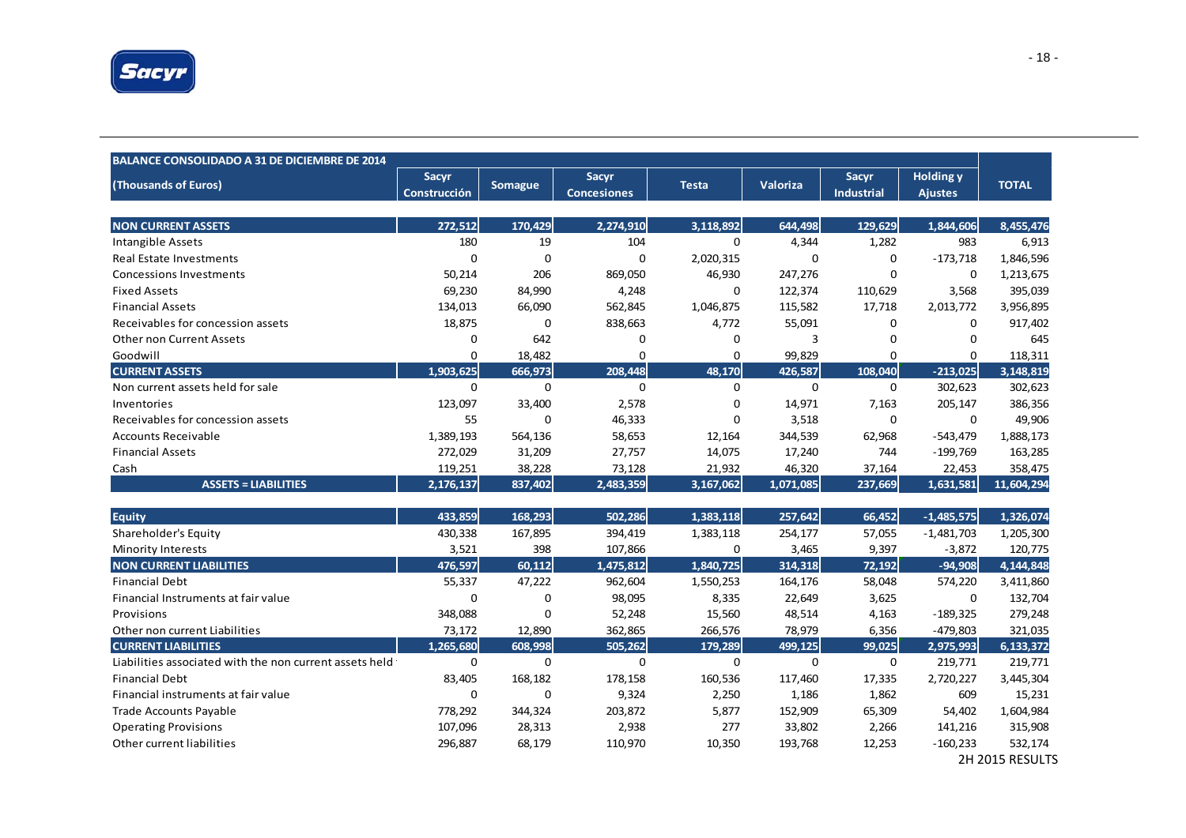| BALANCE CONSOLIDADO A 31 DE DICIEMBRE DE 2014 (Thousands of Euros) | Sacyr Construcción | Somague | Sacyr Concesiones | Testa | Valoriza | Sacyr Industrial | Holding y Ajustes | TOTAL |
|---|---|---|---|---|---|---|---|---|
| **NON CURRENT ASSETS** | **272,512** | **170,429** | **2,274,910** | **3,118,892** | **644,498** | **129,629** | **1,844,606** | **8,455,476** |
| Intangible Assets | 180 | 19 | 104 | 0 | 4,344 | 1,282 | 983 | 6,913 |
| Real Estate Investments | 0 | 0 | 0 | 2,020,315 | 0 | 0 | -173,718 | 1,846,596 |
| Concessions Investments | 50,214 | 206 | 869,050 | 46,930 | 247,276 | 0 | 0 | 1,213,675 |
| Fixed Assets | 69,230 | 84,990 | 4,248 | 0 | 122,374 | 110,629 | 3,568 | 395,039 |
| Financial Assets | 134,013 | 66,090 | 562,845 | 1,046,875 | 115,582 | 17,718 | 2,013,772 | 3,956,895 |
| Receivables for concession assets | 18,875 | 0 | 838,663 | 4,772 | 55,091 | 0 | 0 | 917,402 |
| Other non Current Assets | 0 | 642 | 0 | 0 | 3 | 0 | 0 | 645 |
| Goodwill | 0 | 18,482 | 0 | 0 | 99,829 | 0 | 0 | 118,311 |
| **CURRENT ASSETS** | **1,903,625** | **666,973** | **208,448** | **48,170** | **426,587** | **108,040** | **-213,025** | **3,148,819** |
| Non current assets held for sale | 0 | 0 | 0 | 0 | 0 | 0 | 302,623 | 302,623 |
| Inventories | 123,097 | 33,400 | 2,578 | 0 | 14,971 | 7,163 | 205,147 | 386,356 |
| Receivables for concession assets | 55 | 0 | 46,333 | 0 | 3,518 | 0 | 0 | 49,906 |
| Accounts Receivable | 1,389,193 | 564,136 | 58,653 | 12,164 | 344,539 | 62,968 | -543,479 | 1,888,173 |
| Financial Assets | 272,029 | 31,209 | 27,757 | 14,075 | 17,240 | 744 | -199,769 | 163,285 |
| Cash | 119,251 | 38,228 | 73,128 | 21,932 | 46,320 | 37,164 | 22,453 | 358,475 |
| **ASSETS = LIABILITIES** | **2,176,137** | **837,402** | **2,483,359** | **3,167,062** | **1,071,085** | **237,669** | **1,631,581** | **11,604,294** |
| | | | | | | | | |
| **Equity** | **433,859** | **168,293** | **502,286** | **1,383,118** | **257,642** | **66,452** | **-1,485,575** | **1,326,074** |
| Shareholder's Equity | 430,338 | 167,895 | 394,419 | 1,383,118 | 254,177 | 57,055 | -1,481,703 | 1,205,300 |
| Minority Interests | 3,521 | 398 | 107,866 | 0 | 3,465 | 9,397 | -3,872 | 120,775 |
| **NON CURRENT LIABILITIES** | **476,597** | **60,112** | **1,475,812** | **1,840,725** | **314,318** | **72,192** | **-94,908** | **4,144,848** |
| Financial Debt | 55,337 | 47,222 | 962,604 | 1,550,253 | 164,176 | 58,048 | 574,220 | 3,411,860 |
| Financial Instruments at fair value | 0 | 0 | 98,095 | 8,335 | 22,649 | 3,625 | 0 | 132,704 |
| Provisions | 348,088 | 0 | 52,248 | 15,560 | 48,514 | 4,163 | -189,325 | 279,248 |
| Other non current Liabilities | 73,172 | 12,890 | 362,865 | 266,576 | 78,979 | 6,356 | -479,803 | 321,035 |
| **CURRENT LIABILITIES** | **1,265,680** | **608,998** | **505,262** | **179,289** | **499,125** | **99,025** | **2,975,993** | **6,133,372** |
| Liabilities associated with the non current assets held | 0 | 0 | 0 | 0 | 0 | 0 | 219,771 | 219,771 |
| Financial Debt | 83,405 | 168,182 | 178,158 | 160,536 | 117,460 | 17,335 | 2,720,227 | 3,445,304 |
| Financial instruments at fair value | 0 | 0 | 9,324 | 2,250 | 1,186 | 1,862 | 609 | 15,231 |
| Trade Accounts Payable | 778,292 | 344,324 | 203,872 | 5,877 | 152,909 | 65,309 | 54,402 | 1,604,984 |
| Operating Provisions | 107,096 | 28,313 | 2,938 | 277 | 33,802 | 2,266 | 141,216 | 315,908 |
| Other current liabilities | 296,887 | 68,179 | 110,970 | 10,350 | 193,768 | 12,253 | -160,233 | 532,174 |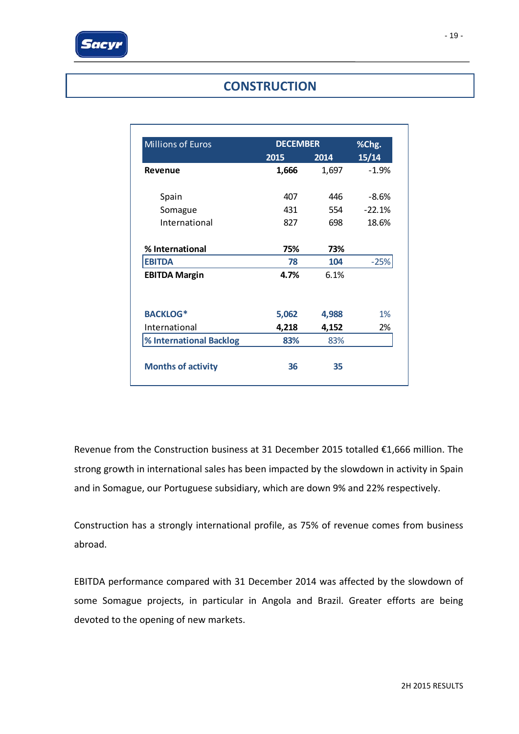## CONSTRUCTION

| Millions of Euros | DECEMBER | | %Chg. |
|---|---|---|---|
| | 2015 | 2014 | 15/14 |
| **Revenue** | **1,666** | 1,697 | -1.9% |
| Spain | 407 | 446 | -8.6% |
| Somague | 431 | 554 | -22.1% |
| International | 827 | 698 | 18.6% |
| **% International** | **75%** | **73%** | |
| **EBITDA** | **78** | **104** | -25% |
| **EBITDA Margin** | **4.7%** | 6.1% | |
| **BACKLOG*** | **5,062** | **4,988** | 1% |
| International | **4,218** | **4,152** | 2% |
| **% International Backlog** | **83%** | 83% | |
| **Months of activity** | **36** | **35** | |

Revenue from the Construction business at 31 December 2015 totalled €1,666 million. The strong growth in international sales has been impacted by the slowdown in activity in Spain and in Somague, our Portuguese subsidiary, which are down 9% and 22% respectively.

Construction has a strongly international profile, as 75% of revenue comes from business abroad.

EBITDA performance compared with 31 December 2014 was affected by the slowdown of some Somague projects, in particular in Angola and Brazil. Greater efforts are being devoted to the opening of new markets.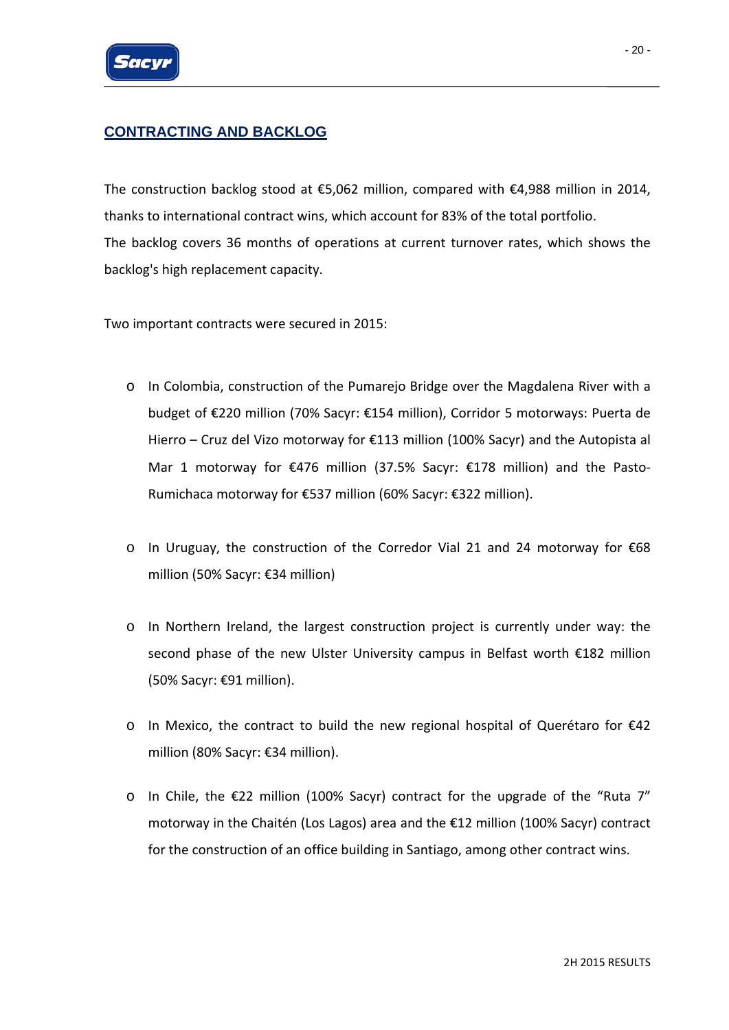## CONTRACTING AND BACKLOG

The construction backlog stood at €5,062 million, compared with €4,988 million in 2014, thanks to international contract wins, which account for 83% of the total portfolio.
The backlog covers 36 months of operations at current turnover rates, which shows the backlog's high replacement capacity.

Two important contracts were secured in 2015:

- In Colombia, construction of the Pumarejo Bridge over the Magdalena River with a budget of €220 million (70% Sacyr: €154 million), Corridor 5 motorways: Puerta de Hierro – Cruz del Vizo motorway for €113 million (100% Sacyr) and the Autopista al Mar 1 motorway for €476 million (37.5% Sacyr: €178 million) and the Pasto-Rumichaca motorway for €537 million (60% Sacyr: €322 million).

- In Uruguay, the construction of the Corredor Vial 21 and 24 motorway for €68 million (50% Sacyr: €34 million)

- In Northern Ireland, the largest construction project is currently under way: the second phase of the new Ulster University campus in Belfast worth €182 million (50% Sacyr: €91 million).

- In Mexico, the contract to build the new regional hospital of Querétaro for €42 million (80% Sacyr: €34 million).

- In Chile, the €22 million (100% Sacyr) contract for the upgrade of the "Ruta 7" motorway in the Chaitén (Los Lagos) area and the €12 million (100% Sacyr) contract for the construction of an office building in Santiago, among other contract wins.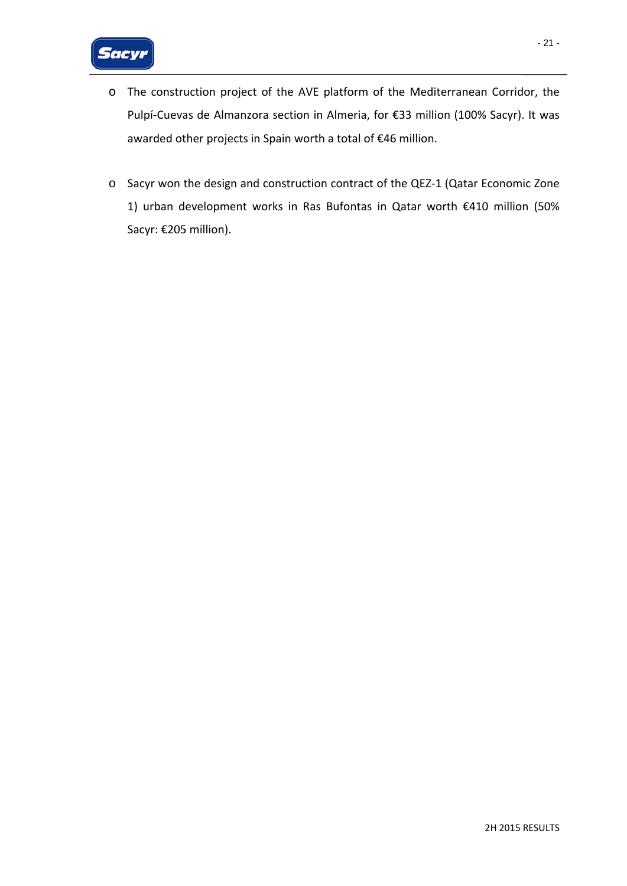- The construction project of the AVE platform of the Mediterranean Corridor, the Pulpí-Cuevas de Almanzora section in Almeria, for €33 million (100% Sacyr). It was awarded other projects in Spain worth a total of €46 million.

- Sacyr won the design and construction contract of the QEZ-1 (Qatar Economic Zone 1) urban development works in Ras Bufontas in Qatar worth €410 million (50% Sacyr: €205 million).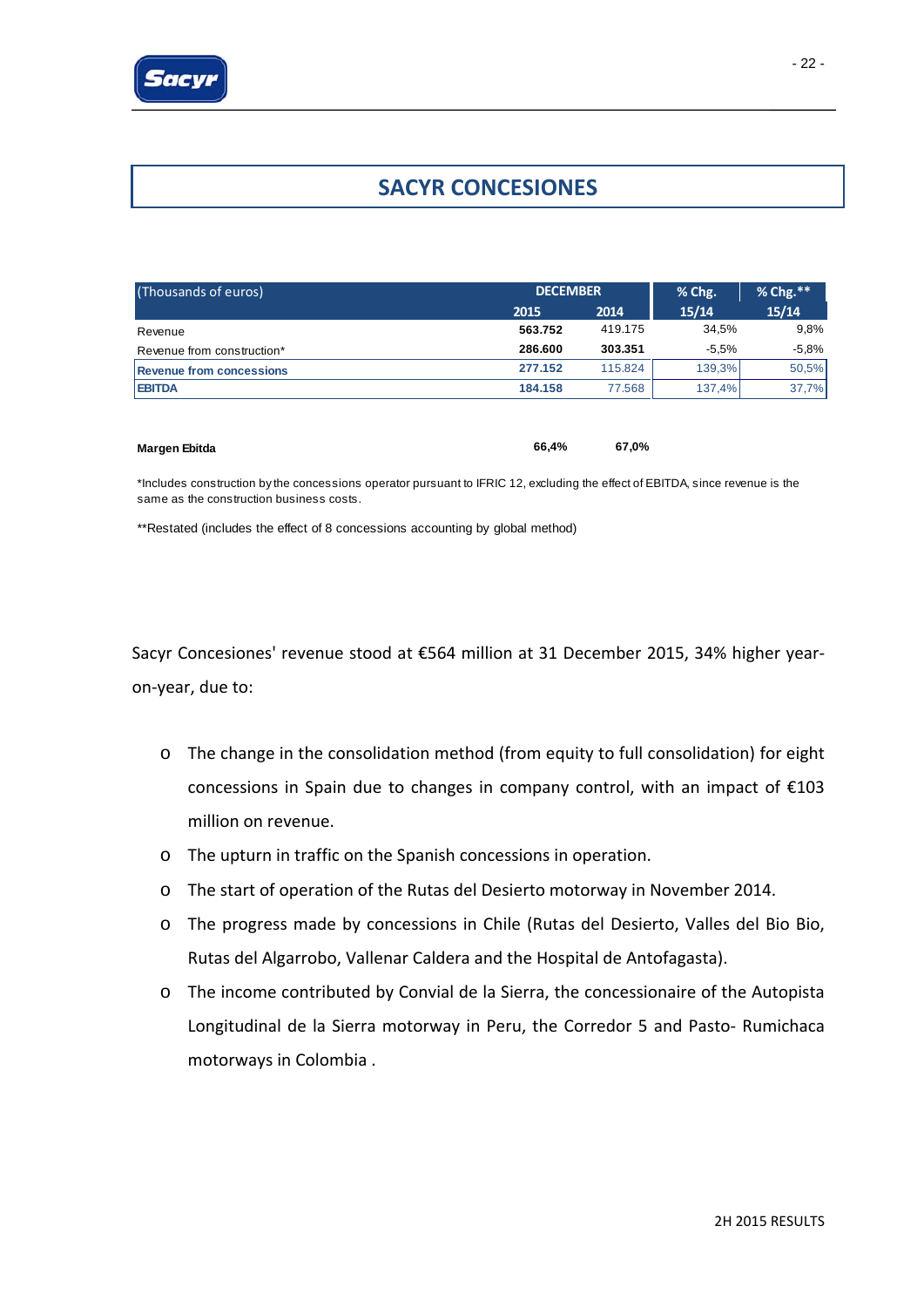# SACYR CONCESIONES

| (Thousands of euros) | DECEMBER | | % Chg. | % Chg.** |
|---|---|---|---|---|
| | 2015 | 2014 | 15/14 | 15/14 |
| Revenue | **563.752** | 419.175 | 34,5% | 9,8% |
| Revenue from construction* | **286.600** | **303.351** | -5,5% | -5,8% |
| **Revenue from concessions** | **277.152** | 115.824 | 139,3% | 50,5% |
| **EBITDA** | **184.158** | 77.568 | 137,4% | 37,7% |
| | | | | |
| **Margen Ebitda** | **66,4%** | **67,0%** | | |

*Includes construction by the concessions operator pursuant to IFRIC 12, excluding the effect of EBITDA, since revenue is the same as the construction business costs.

**Restated (includes the effect of 8 concessions accounting by global method)

Sacyr Concesiones' revenue stood at €564 million at 31 December 2015, 34% higher year-on-year, due to:

- The change in the consolidation method (from equity to full consolidation) for eight concessions in Spain due to changes in company control, with an impact of €103 million on revenue.
- The upturn in traffic on the Spanish concessions in operation.
- The start of operation of the Rutas del Desierto motorway in November 2014.
- The progress made by concessions in Chile (Rutas del Desierto, Valles del Bio Bio, Rutas del Algarrobo, Vallenar Caldera and the Hospital de Antofagasta).
- The income contributed by Convial de la Sierra, the concessionaire of the Autopista Longitudinal de la Sierra motorway in Peru, the Corredor 5 and Pasto- Rumichaca motorways in Colombia .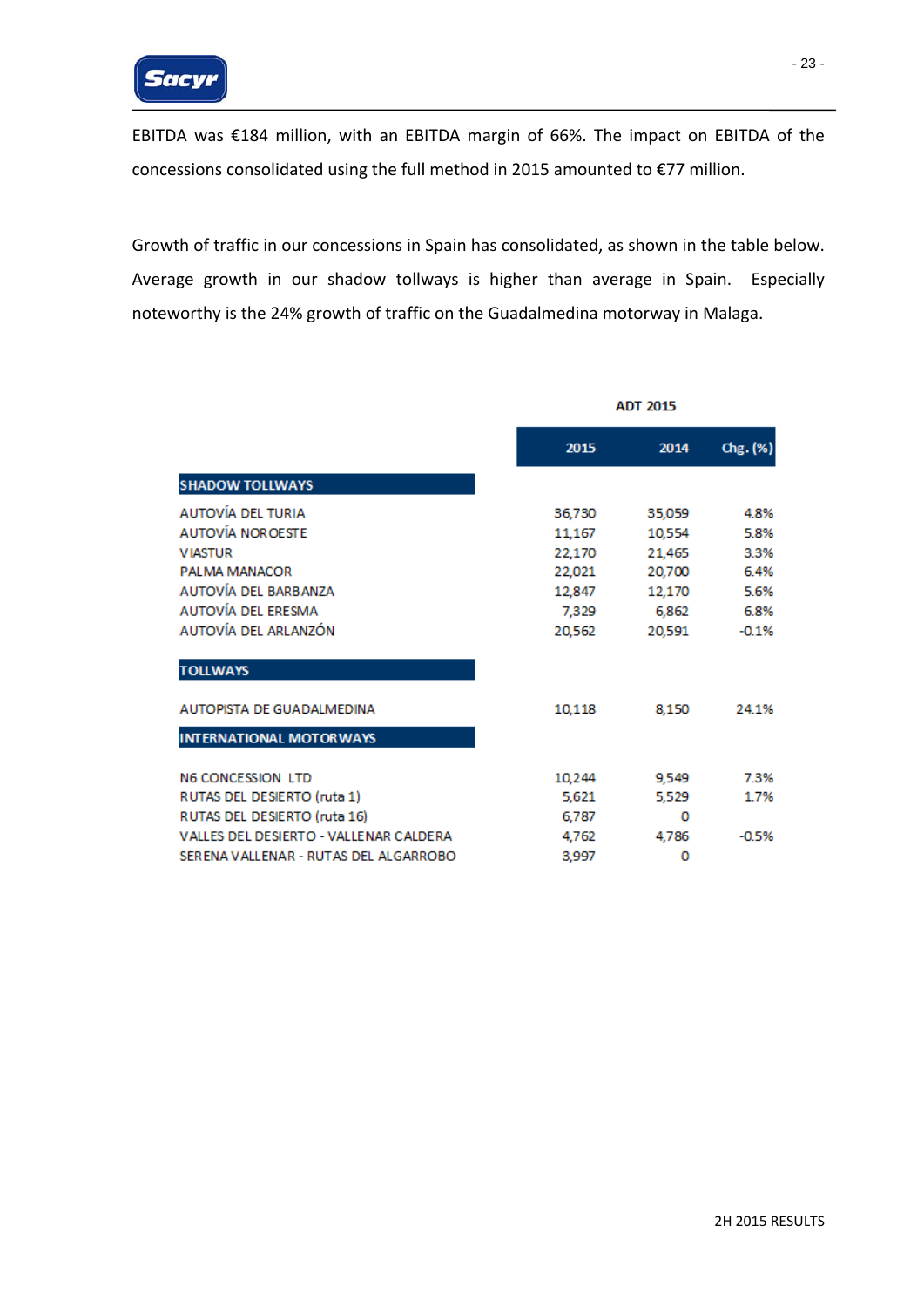EBITDA was €184 million, with an EBITDA margin of 66%. The impact on EBITDA of the concessions consolidated using the full method in 2015 amounted to €77 million.

Growth of traffic in our concessions in Spain has consolidated, as shown in the table below. Average growth in our shadow tollways is higher than average in Spain. Especially noteworthy is the 24% growth of traffic on the Guadalmedina motorway in Malaga.

| ADT 2015 | 2015 | 2014 | Chg. (%) |
|---|---|---|---|
| **SHADOW TOLLWAYS** | | | |
| AUTOVÍA DEL TURIA | 36,730 | 35,059 | 4.8% |
| AUTOVÍA NOROESTE | 11,167 | 10,554 | 5.8% |
| VIASTUR | 22,170 | 21,465 | 3.3% |
| PALMA MANACOR | 22,021 | 20,700 | 6.4% |
| AUTOVÍA DEL BARBANZA | 12,847 | 12,170 | 5.6% |
| AUTOVÍA DEL ERESMA | 7,329 | 6,862 | 6.8% |
| AUTOVÍA DEL ARLANZÓN | 20,562 | 20,591 | -0.1% |
| **TOLLWAYS** | | | |
| AUTOPISTA DE GUADALMEDINA | 10,118 | 8,150 | 24.1% |
| **INTERNATIONAL MOTORWAYS** | | | |
| N6 CONCESSION LTD | 10,244 | 9,549 | 7.3% |
| RUTAS DEL DESIERTO (ruta 1) | 5,621 | 5,529 | 1.7% |
| RUTAS DEL DESIERTO (ruta 16) | 6,787 | 0 | |
| VALLES DEL DESIERTO - VALLENAR CALDERA | 4,762 | 4,786 | -0.5% |
| SERENA VALLENAR - RUTAS DEL ALGARROBO | 3,997 | 0 | |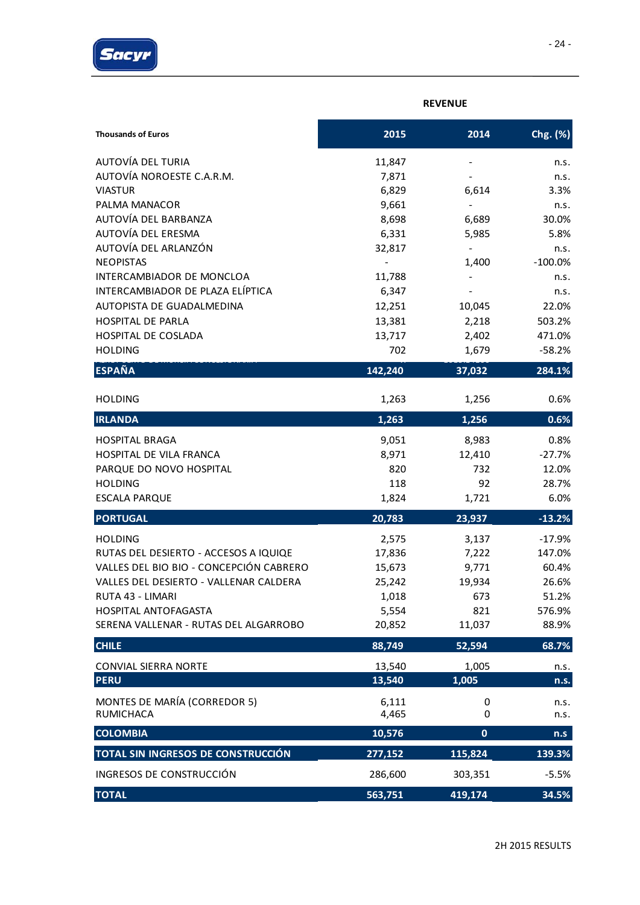| Thousands of Euros | 2015 | 2014 | Chg. (%) |
|---|---|---|---|
| | **REVENUE** | | |
| AUTOVÍA DEL TURIA | 11,847 | - | n.s. |
| AUTOVÍA NOROESTE C.A.R.M. | 7,871 | - | n.s. |
| VIASTUR | 6,829 | 6,614 | 3.3% |
| PALMA MANACOR | 9,661 | - | n.s. |
| AUTOVÍA DEL BARBANZA | 8,698 | 6,689 | 30.0% |
| AUTOVÍA DEL ERESMA | 6,331 | 5,985 | 5.8% |
| AUTOVÍA DEL ARLANZÓN | 32,817 | - | n.s. |
| NEOPISTAS | - | 1,400 | -100.0% |
| INTERCAMBIADOR DE MONCLOA | 11,788 | - | n.s. |
| INTERCAMBIADOR DE PLAZA ELÍPTICA | 6,347 | - | n.s. |
| AUTOPISTA DE GUADALMEDINA | 12,251 | 10,045 | 22.0% |
| HOSPITAL DE PARLA | 13,381 | 2,218 | 503.2% |
| HOSPITAL DE COSLADA | 13,717 | 2,402 | 471.0% |
| HOLDING | 702 | 1,679 | -58.2% |
| **ESPAÑA** | **142,240** | **37,032** | **284.1%** |
| HOLDING | 1,263 | 1,256 | 0.6% |
| **IRLANDA** | **1,263** | **1,256** | **0.6%** |
| HOSPITAL BRAGA | 9,051 | 8,983 | 0.8% |
| HOSPITAL DE VILA FRANCA | 8,971 | 12,410 | -27.7% |
| PARQUE DO NOVO HOSPITAL | 820 | 732 | 12.0% |
| HOLDING | 118 | 92 | 28.7% |
| ESCALA PARQUE | 1,824 | 1,721 | 6.0% |
| **PORTUGAL** | **20,783** | **23,937** | **-13.2%** |
| HOLDING | 2,575 | 3,137 | -17.9% |
| RUTAS DEL DESIERTO - ACCESOS A IQUIQE | 17,836 | 7,222 | 147.0% |
| VALLES DEL BIO BIO - CONCEPCIÓN CABRERO | 15,673 | 9,771 | 60.4% |
| VALLES DEL DESIERTO - VALLENAR CALDERA | 25,242 | 19,934 | 26.6% |
| RUTA 43 - LIMARI | 1,018 | 673 | 51.2% |
| HOSPITAL ANTOFAGASTA | 5,554 | 821 | 576.9% |
| SERENA VALLENAR - RUTAS DEL ALGARROBO | 20,852 | 11,037 | 88.9% |
| **CHILE** | **88,749** | **52,594** | **68.7%** |
| CONVIAL SIERRA NORTE | 13,540 | 1,005 | n.s. |
| **PERU** | **13,540** | **1,005** | **n.s.** |
| MONTES DE MARÍA (CORREDOR 5) | 6,111 | 0 | n.s. |
| RUMICHACA | 4,465 | 0 | n.s. |
| **COLOMBIA** | **10,576** | **0** | **n.s** |
| **TOTAL SIN INGRESOS DE CONSTRUCCIÓN** | **277,152** | **115,824** | **139.3%** |
| INGRESOS DE CONSTRUCCIÓN | 286,600 | 303,351 | -5.5% |
| **TOTAL** | **563,751** | **419,174** | **34.5%** |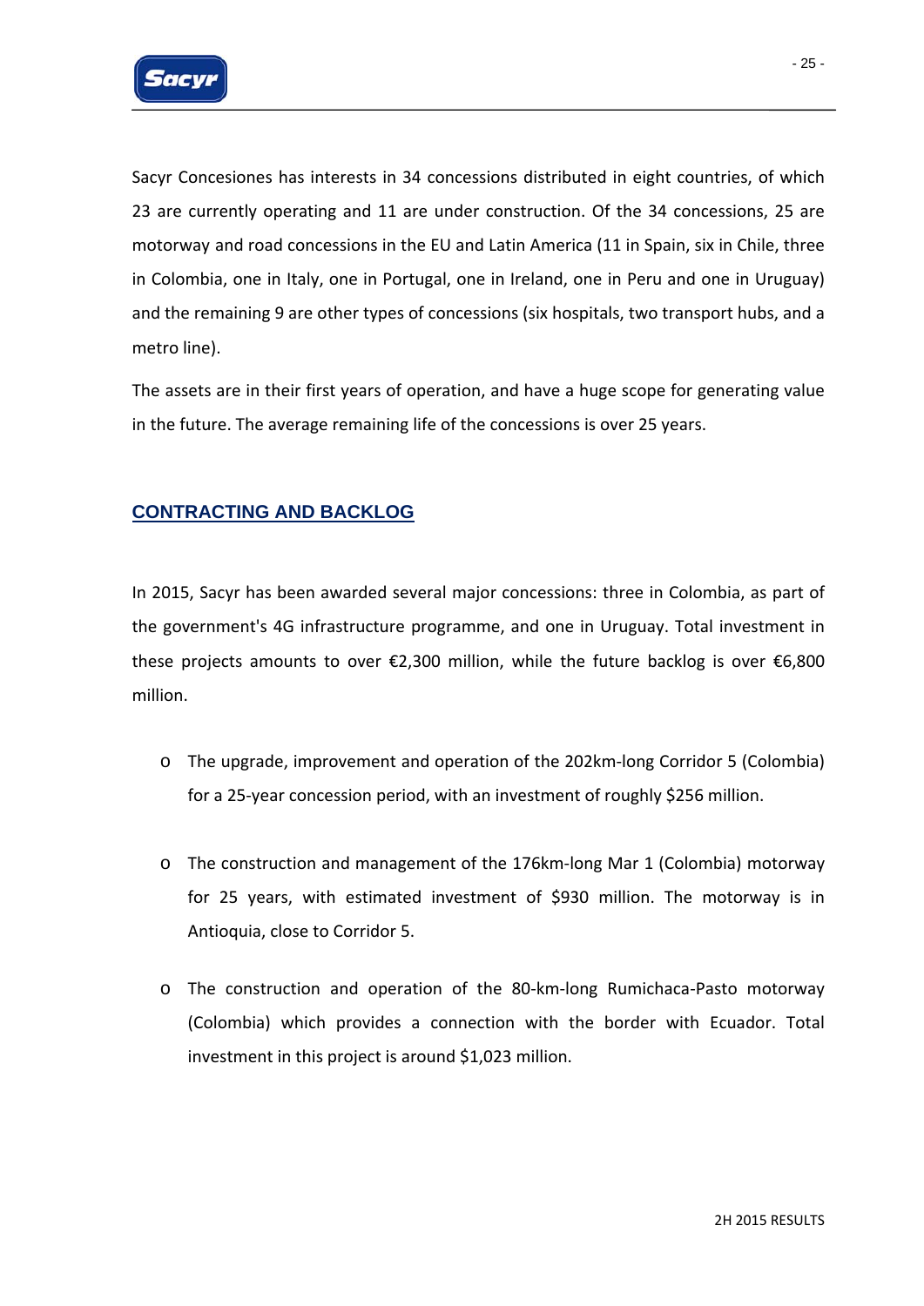Sacyr Concesiones has interests in 34 concessions distributed in eight countries, of which 23 are currently operating and 11 are under construction. Of the 34 concessions, 25 are motorway and road concessions in the EU and Latin America (11 in Spain, six in Chile, three in Colombia, one in Italy, one in Portugal, one in Ireland, one in Peru and one in Uruguay) and the remaining 9 are other types of concessions (six hospitals, two transport hubs, and a metro line).

The assets are in their first years of operation, and have a huge scope for generating value in the future. The average remaining life of the concessions is over 25 years.

## CONTRACTING AND BACKLOG

In 2015, Sacyr has been awarded several major concessions: three in Colombia, as part of the government's 4G infrastructure programme, and one in Uruguay. Total investment in these projects amounts to over €2,300 million, while the future backlog is over €6,800 million.

- The upgrade, improvement and operation of the 202km-long Corridor 5 (Colombia) for a 25-year concession period, with an investment of roughly $256 million.

- The construction and management of the 176km-long Mar 1 (Colombia) motorway for 25 years, with estimated investment of $930 million. The motorway is in Antioquia, close to Corridor 5.

- The construction and operation of the 80-km-long Rumichaca-Pasto motorway (Colombia) which provides a connection with the border with Ecuador. Total investment in this project is around $1,023 million.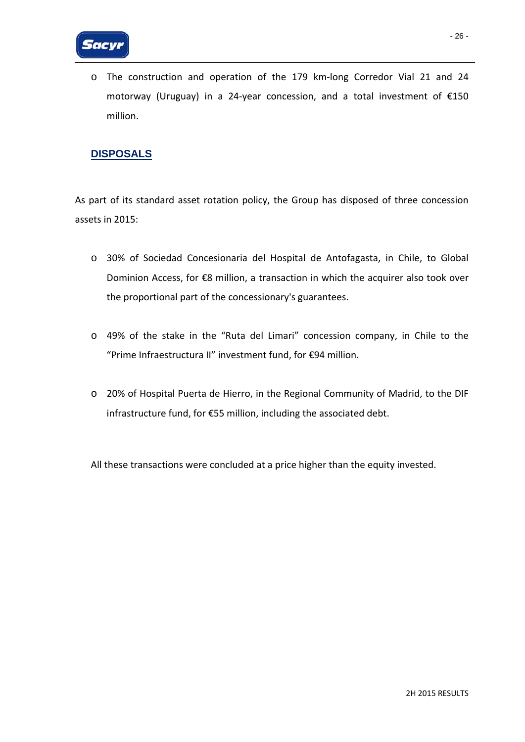- The construction and operation of the 179 km-long Corredor Vial 21 and 24 motorway (Uruguay) in a 24-year concession, and a total investment of €150 million.

## DISPOSALS

As part of its standard asset rotation policy, the Group has disposed of three concession assets in 2015:

- 30% of Sociedad Concesionaria del Hospital de Antofagasta, in Chile, to Global Dominion Access, for €8 million, a transaction in which the acquirer also took over the proportional part of the concessionary's guarantees.

- 49% of the stake in the "Ruta del Limari" concession company, in Chile to the "Prime Infraestructura II" investment fund, for €94 million.

- 20% of Hospital Puerta de Hierro, in the Regional Community of Madrid, to the DIF infrastructure fund, for €55 million, including the associated debt.

All these transactions were concluded at a price higher than the equity invested.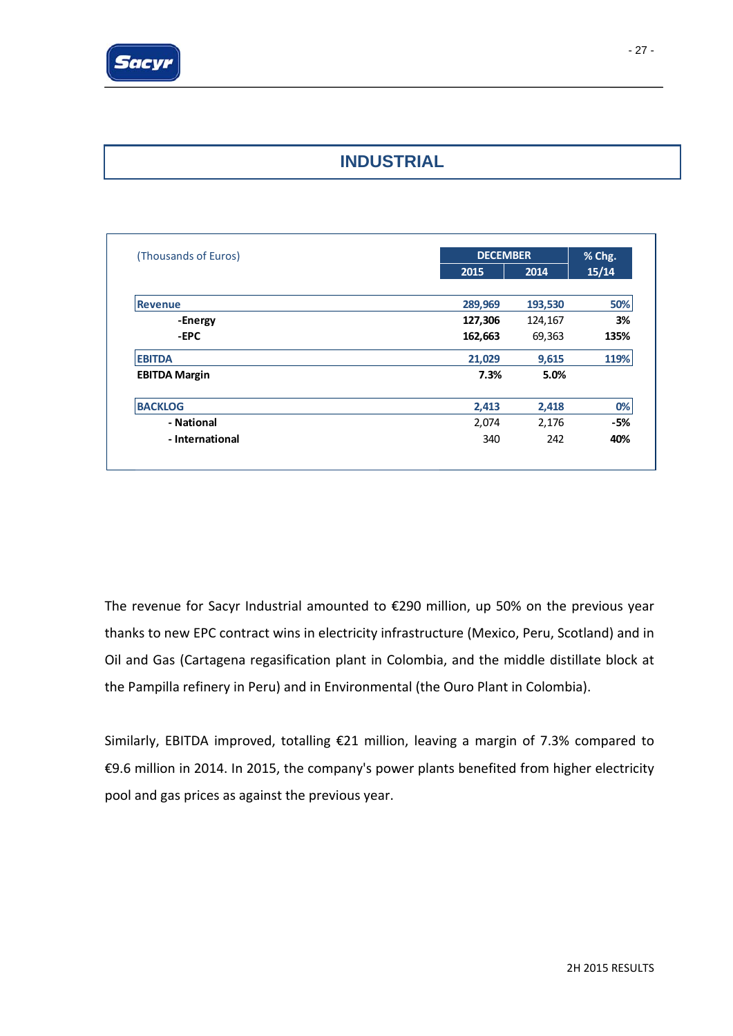# INDUSTRIAL

| (Thousands of Euros) | DECEMBER | | % Chg. |
|---|---|---|---|
| | 2015 | 2014 | 15/14 |
| **Revenue** | **289,969** | **193,530** | **50%** |
| **-Energy** | **127,306** | 124,167 | **3%** |
| **-EPC** | **162,663** | 69,363 | **135%** |
| **EBITDA** | **21,029** | **9,615** | **119%** |
| **EBITDA Margin** | **7.3%** | **5.0%** | |
| **BACKLOG** | **2,413** | **2,418** | **0%** |
| **- National** | 2,074 | 2,176 | **-5%** |
| **- International** | 340 | 242 | **40%** |

The revenue for Sacyr Industrial amounted to €290 million, up 50% on the previous year thanks to new EPC contract wins in electricity infrastructure (Mexico, Peru, Scotland) and in Oil and Gas (Cartagena regasification plant in Colombia, and the middle distillate block at the Pampilla refinery in Peru) and in Environmental (the Ouro Plant in Colombia).

Similarly, EBITDA improved, totalling €21 million, leaving a margin of 7.3% compared to €9.6 million in 2014. In 2015, the company's power plants benefited from higher electricity pool and gas prices as against the previous year.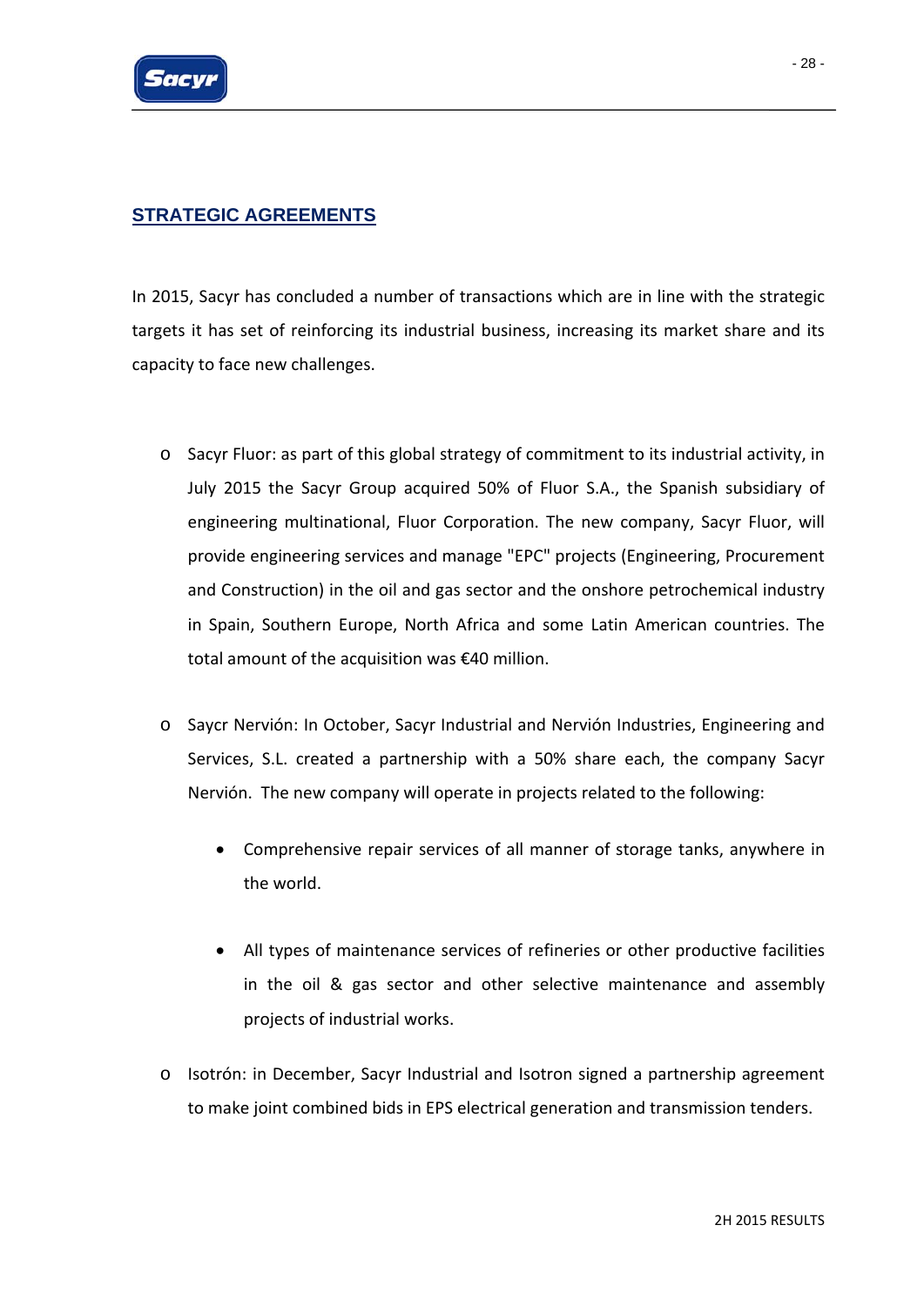## STRATEGIC AGREEMENTS

In 2015, Sacyr has concluded a number of transactions which are in line with the strategic targets it has set of reinforcing its industrial business, increasing its market share and its capacity to face new challenges.

- Sacyr Fluor: as part of this global strategy of commitment to its industrial activity, in July 2015 the Sacyr Group acquired 50% of Fluor S.A., the Spanish subsidiary of engineering multinational, Fluor Corporation. The new company, Sacyr Fluor, will provide engineering services and manage "EPC" projects (Engineering, Procurement and Construction) in the oil and gas sector and the onshore petrochemical industry in Spain, Southern Europe, North Africa and some Latin American countries. The total amount of the acquisition was €40 million.

- Saycr Nervión: In October, Sacyr Industrial and Nervión Industries, Engineering and Services, S.L. created a partnership with a 50% share each, the company Sacyr Nervión. The new company will operate in projects related to the following:

  - Comprehensive repair services of all manner of storage tanks, anywhere in the world.

  - All types of maintenance services of refineries or other productive facilities in the oil & gas sector and other selective maintenance and assembly projects of industrial works.

- Isotrón: in December, Sacyr Industrial and Isotron signed a partnership agreement to make joint combined bids in EPS electrical generation and transmission tenders.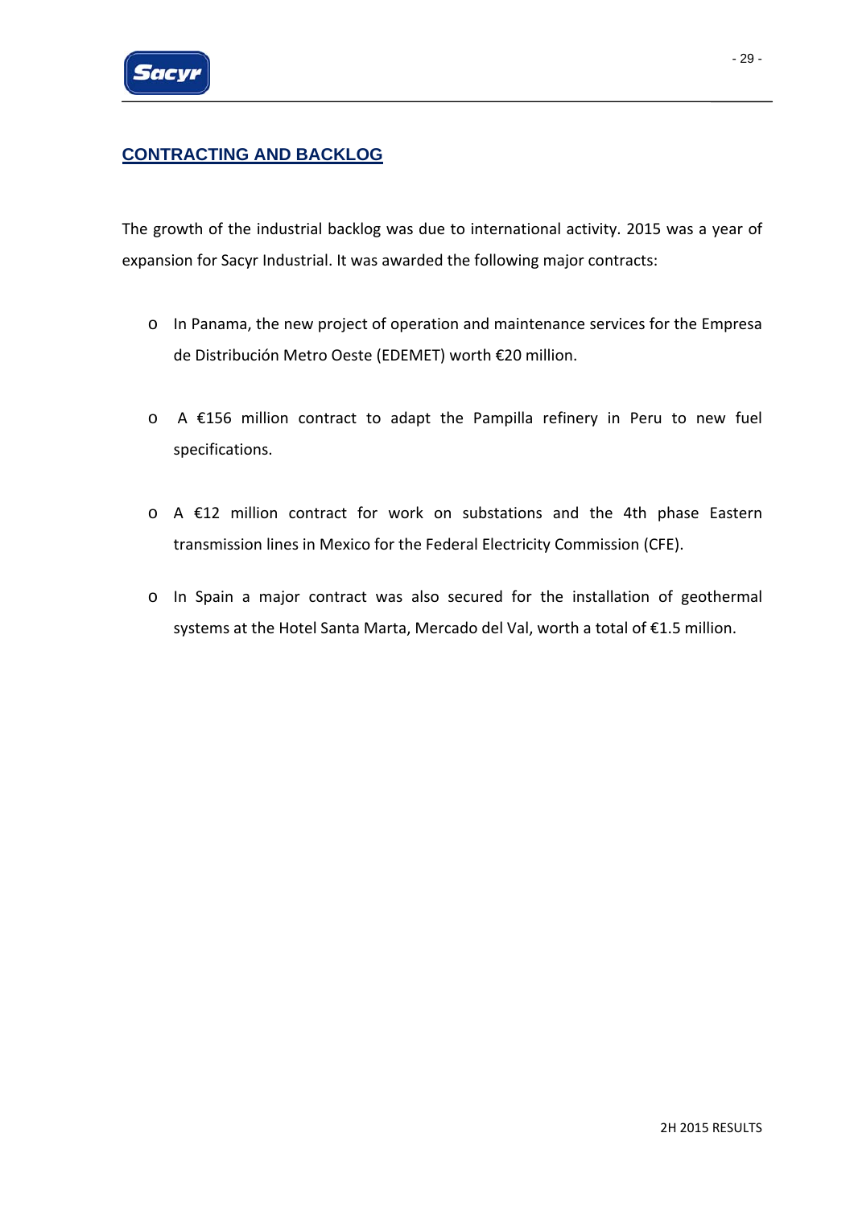## CONTRACTING AND BACKLOG

The growth of the industrial backlog was due to international activity. 2015 was a year of expansion for Sacyr Industrial. It was awarded the following major contracts:

- In Panama, the new project of operation and maintenance services for the Empresa de Distribución Metro Oeste (EDEMET) worth €20 million.
- A €156 million contract to adapt the Pampilla refinery in Peru to new fuel specifications.
- A €12 million contract for work on substations and the 4th phase Eastern transmission lines in Mexico for the Federal Electricity Commission (CFE).
- In Spain a major contract was also secured for the installation of geothermal systems at the Hotel Santa Marta, Mercado del Val, worth a total of €1.5 million.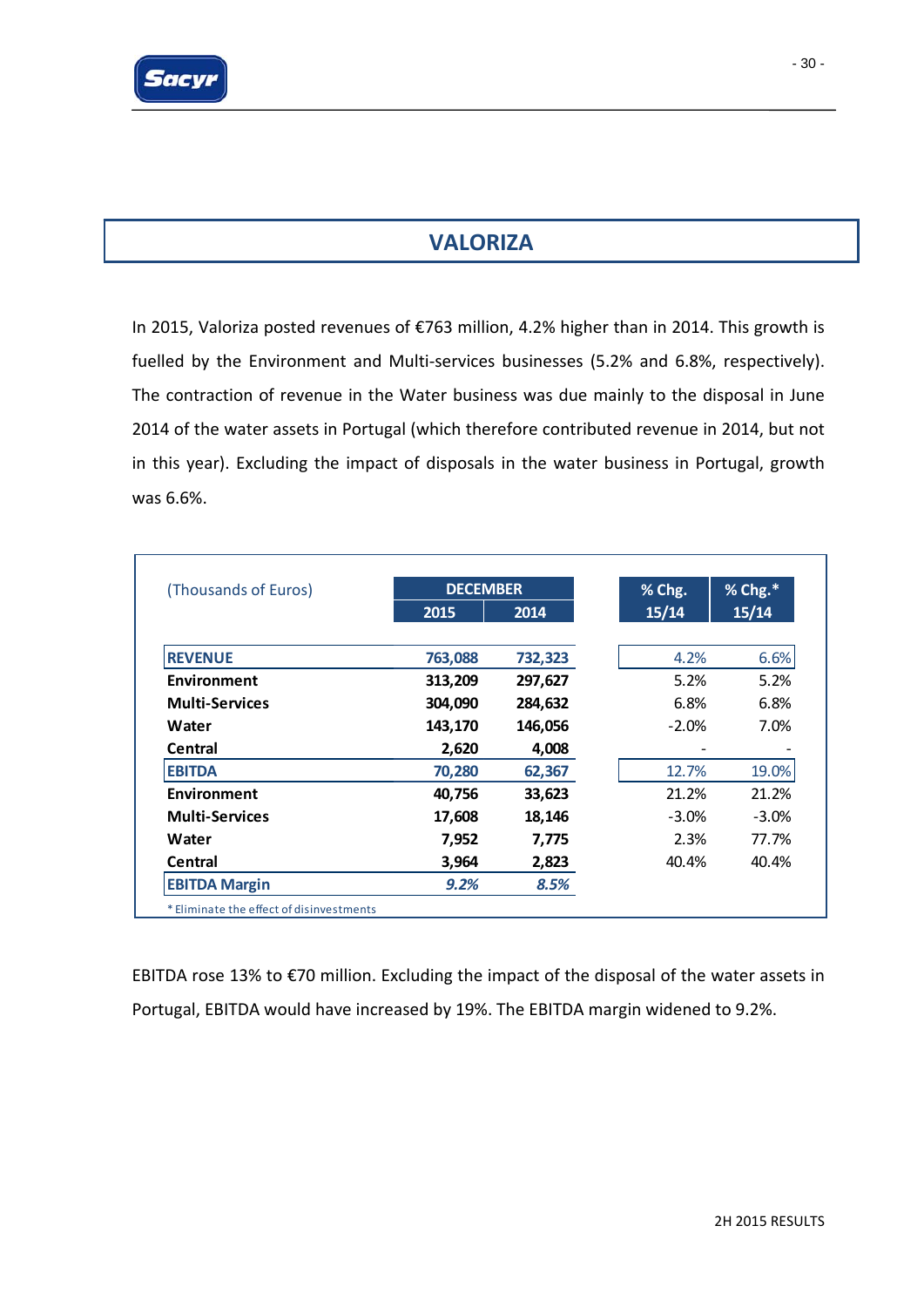## VALORIZA

In 2015, Valoriza posted revenues of €763 million, 4.2% higher than in 2014. This growth is fuelled by the Environment and Multi-services businesses (5.2% and 6.8%, respectively). The contraction of revenue in the Water business was due mainly to the disposal in June 2014 of the water assets in Portugal (which therefore contributed revenue in 2014, but not in this year). Excluding the impact of disposals in the water business in Portugal, growth was 6.6%.

| (Thousands of Euros) | DECEMBER | | % Chg. | % Chg.* |
|---|---|---|---|---|
| | 2015 | 2014 | 15/14 | 15/14 |
| **REVENUE** | 763,088 | 732,323 | 4.2% | 6.6% |
| **Environment** | 313,209 | 297,627 | 5.2% | 5.2% |
| **Multi-Services** | 304,090 | 284,632 | 6.8% | 6.8% |
| **Water** | 143,170 | 146,056 | -2.0% | 7.0% |
| **Central** | 2,620 | 4,008 | - | - |
| **EBITDA** | 70,280 | 62,367 | 12.7% | 19.0% |
| **Environment** | 40,756 | 33,623 | 21.2% | 21.2% |
| **Multi-Services** | 17,608 | 18,146 | -3.0% | -3.0% |
| **Water** | 7,952 | 7,775 | 2.3% | 77.7% |
| **Central** | 3,964 | 2,823 | 40.4% | 40.4% |
| **EBITDA Margin** | *9.2%* | *8.5%* | | |

\* Eliminate the effect of disinvestments

EBITDA rose 13% to €70 million. Excluding the impact of the disposal of the water assets in Portugal, EBITDA would have increased by 19%. The EBITDA margin widened to 9.2%.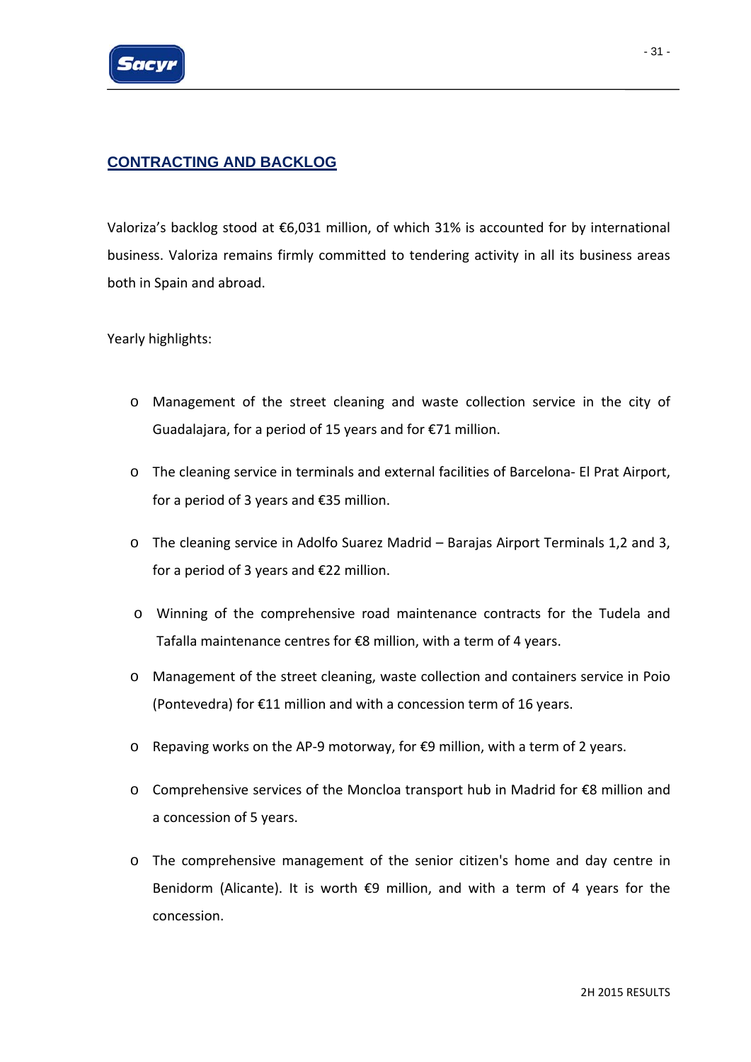## CONTRACTING AND BACKLOG

Valoriza's backlog stood at €6,031 million, of which 31% is accounted for by international business. Valoriza remains firmly committed to tendering activity in all its business areas both in Spain and abroad.

Yearly highlights:

- Management of the street cleaning and waste collection service in the city of Guadalajara, for a period of 15 years and for €71 million.
- The cleaning service in terminals and external facilities of Barcelona- El Prat Airport, for a period of 3 years and €35 million.
- The cleaning service in Adolfo Suarez Madrid – Barajas Airport Terminals 1,2 and 3, for a period of 3 years and €22 million.
- Winning of the comprehensive road maintenance contracts for the Tudela and Tafalla maintenance centres for €8 million, with a term of 4 years.
- Management of the street cleaning, waste collection and containers service in Poio (Pontevedra) for €11 million and with a concession term of 16 years.
- Repaving works on the AP-9 motorway, for €9 million, with a term of 2 years.
- Comprehensive services of the Moncloa transport hub in Madrid for €8 million and a concession of 5 years.
- The comprehensive management of the senior citizen's home and day centre in Benidorm (Alicante). It is worth €9 million, and with a term of 4 years for the concession.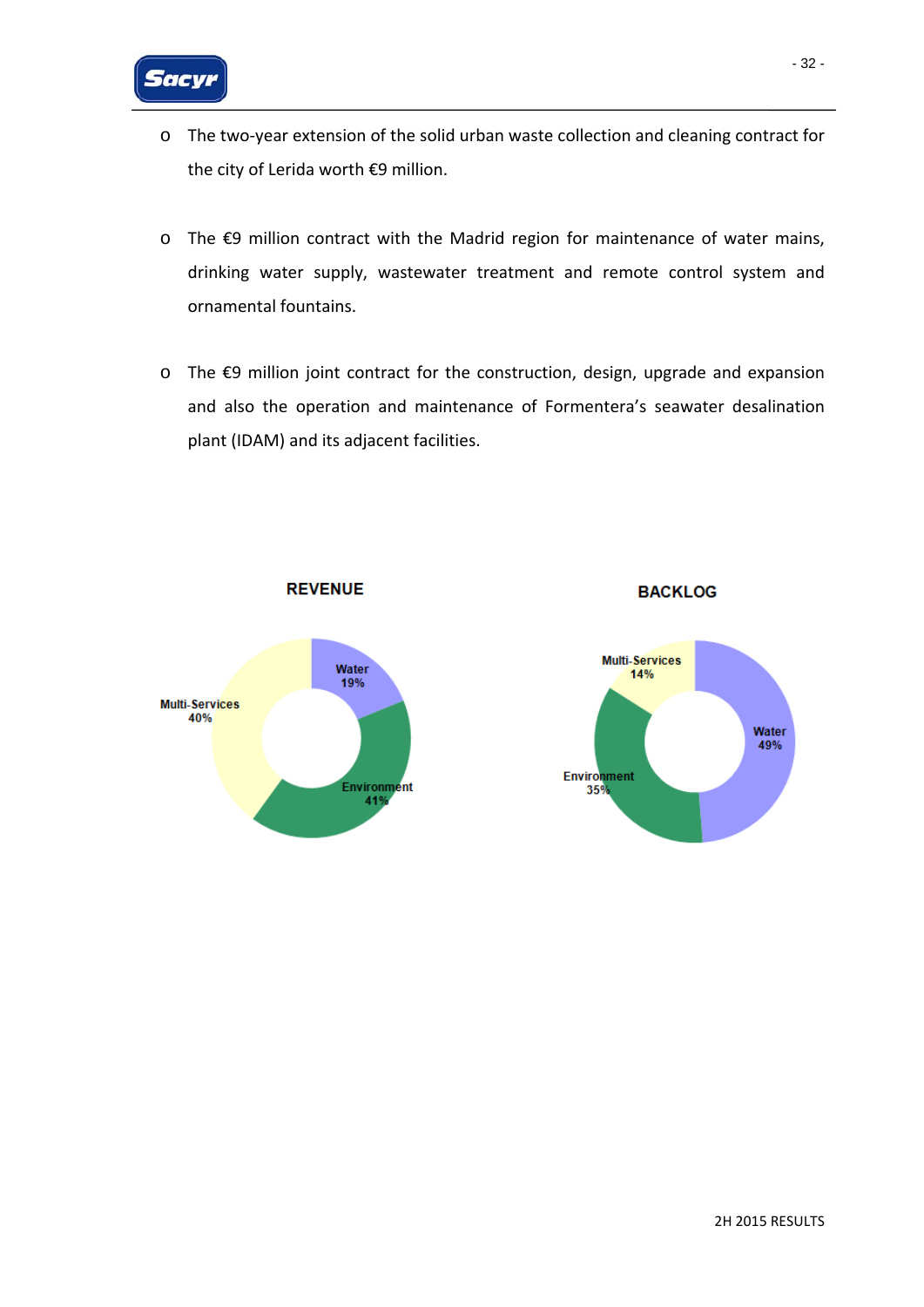- The two-year extension of the solid urban waste collection and cleaning contract for the city of Lerida worth €9 million.

- The €9 million contract with the Madrid region for maintenance of water mains, drinking water supply, wastewater treatment and remote control system and ornamental fountains.

- The €9 million joint contract for the construction, design, upgrade and expansion and also the operation and maintenance of Formentera's seawater desalination plant (IDAM) and its adjacent facilities.

**REVENUE**

| Segment | % |
|---|---|
| Water | 19% |
| Environment | 41% |
| Multi-Services | 40% |

**BACKLOG**

| Segment | % |
|---|---|
| Water | 49% |
| Environment | 35% |
| Multi-Services | 14% |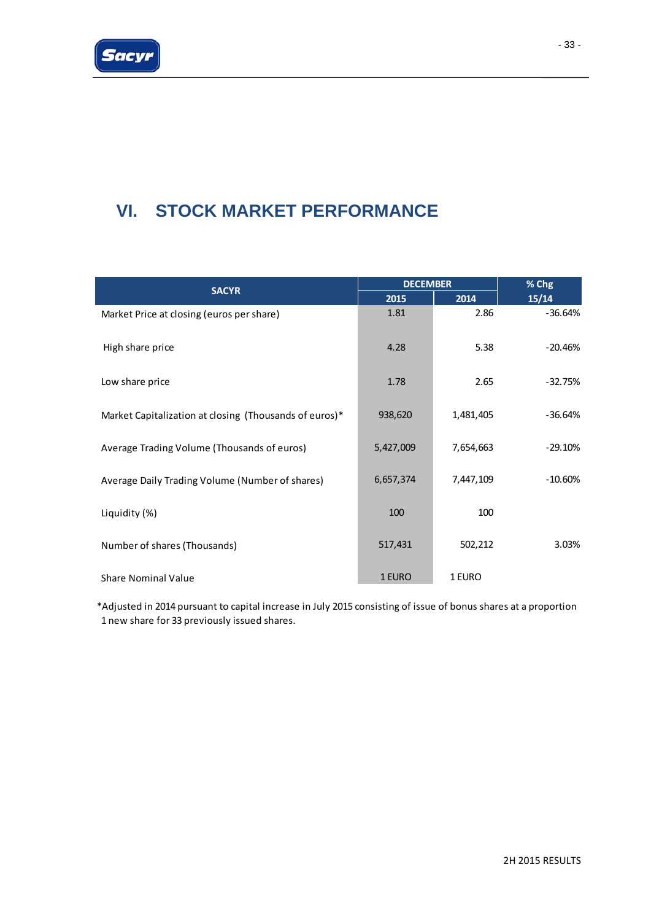# VI. STOCK MARKET PERFORMANCE

| SACYR | DECEMBER | | % Chg |
|---|---|---|---|
| | 2015 | 2014 | 15/14 |
| Market Price at closing (euros per share) | 1.81 | 2.86 | -36.64% |
| High share price | 4.28 | 5.38 | -20.46% |
| Low share price | 1.78 | 2.65 | -32.75% |
| Market Capitalization at closing (Thousands of euros)* | 938,620 | 1,481,405 | -36.64% |
| Average Trading Volume (Thousands of euros) | 5,427,009 | 7,654,663 | -29.10% |
| Average Daily Trading Volume (Number of shares) | 6,657,374 | 7,447,109 | -10.60% |
| Liquidity (%) | 100 | 100 | |
| Number of shares (Thousands) | 517,431 | 502,212 | 3.03% |
| Share Nominal Value | 1 EURO | 1 EURO | |

*Adjusted in 2014 pursuant to capital increase in July 2015 consisting of issue of bonus shares at a proportion 1 new share for 33 previously issued shares.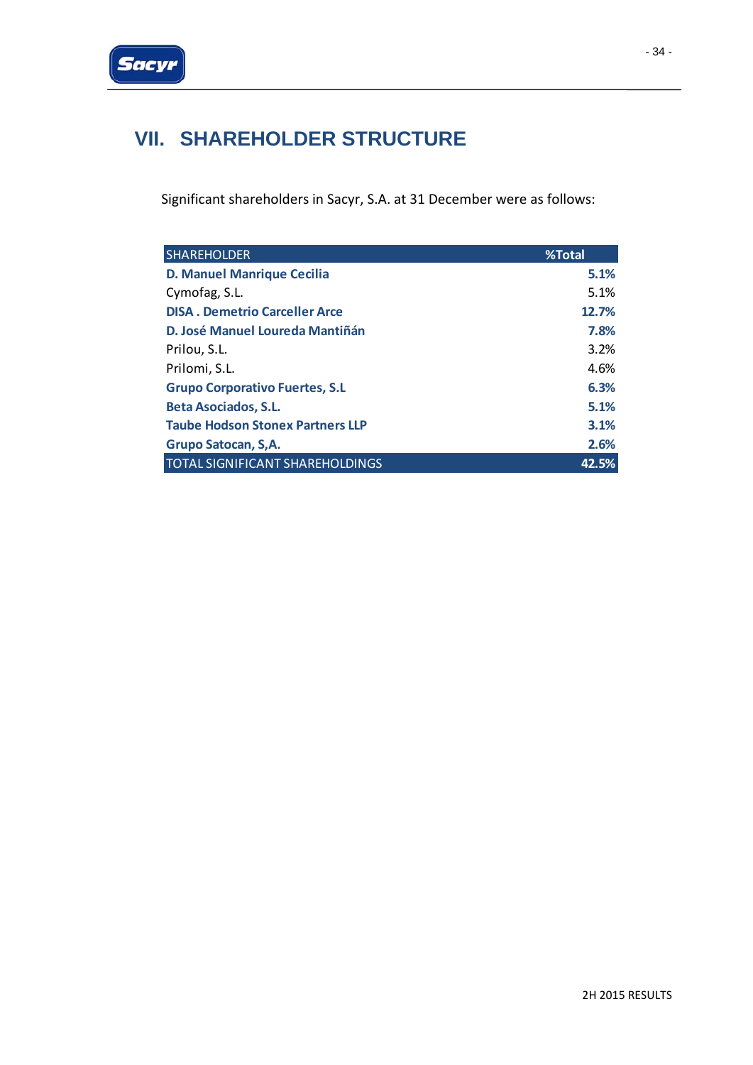## VII. SHAREHOLDER STRUCTURE

Significant shareholders in Sacyr, S.A. at 31 December were as follows:

| SHAREHOLDER | %Total |
|---|---|
| **D. Manuel Manrique Cecilia** | **5.1%** |
| Cymofag, S.L. | 5.1% |
| **DISA . Demetrio Carceller Arce** | **12.7%** |
| **D. José Manuel Loureda Mantiñán** | **7.8%** |
| Prilou, S.L. | 3.2% |
| Prilomi, S.L. | 4.6% |
| **Grupo Corporativo Fuertes, S.L** | **6.3%** |
| **Beta Asociados, S.L.** | **5.1%** |
| **Taube Hodson Stonex Partners LLP** | **3.1%** |
| **Grupo Satocan, S,A.** | **2.6%** |
| TOTAL SIGNIFICANT SHAREHOLDINGS | **42.5%** |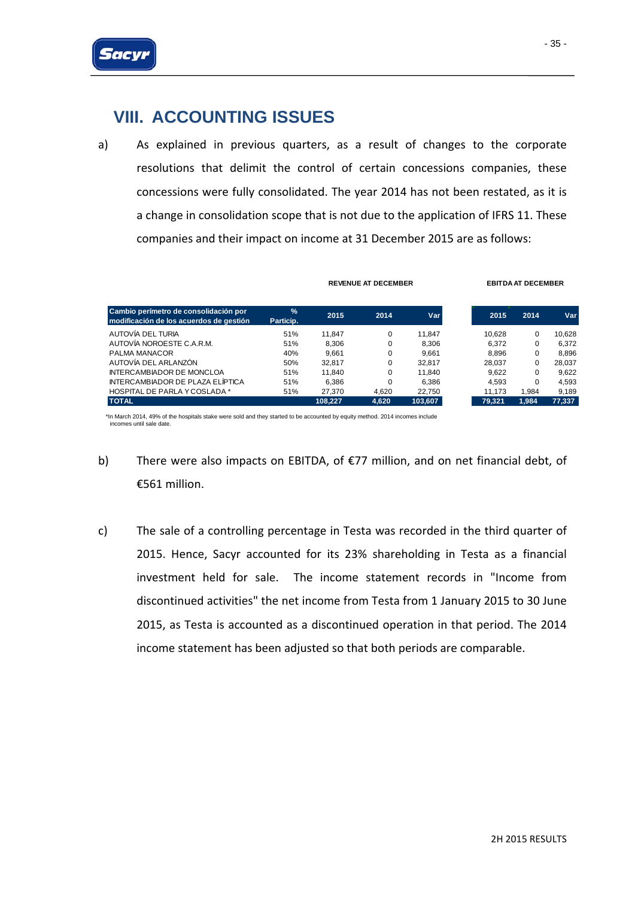## VIII. ACCOUNTING ISSUES

a) As explained in previous quarters, as a result of changes to the corporate resolutions that delimit the control of certain concessions companies, these concessions were fully consolidated. The year 2014 has not been restated, as it is a change in consolidation scope that is not due to the application of IFRS 11. These companies and their impact on income at 31 December 2015 are as follows:

| | | REVENUE AT DECEMBER | | | EBITDA AT DECEMBER | | |
|---|---|---|---|---|---|---|---|
| **Cambio perímetro de consolidación por modificación de los acuerdos de gestión** | **% Particip.** | **2015** | **2014** | **Var** | **2015** | **2014** | **Var** |
| AUTOVÍA DEL TURIA | 51% | 11,847 | 0 | 11,847 | 10,628 | 0 | 10,628 |
| AUTOVÍA NOROESTE C.A.R.M. | 51% | 8,306 | 0 | 8,306 | 6,372 | 0 | 6,372 |
| PALMA MANACOR | 40% | 9,661 | 0 | 9,661 | 8,896 | 0 | 8,896 |
| AUTOVÍA DEL ARLANZÓN | 50% | 32,817 | 0 | 32,817 | 28,037 | 0 | 28,037 |
| INTERCAMBIADOR DE MONCLOA | 51% | 11,840 | 0 | 11,840 | 9,622 | 0 | 9,622 |
| INTERCAMBIADOR DE PLAZA ELÍPTICA | 51% | 6,386 | 0 | 6,386 | 4,593 | 0 | 4,593 |
| HOSPITAL DE PARLA Y COSLADA * | 51% | 27,370 | 4,620 | 22,750 | 11,173 | 1,984 | 9,189 |
| **TOTAL** | | **108,227** | **4,620** | **103,607** | **79,321** | **1,984** | **77,337** |

*In March 2014, 49% of the hospitals stake were sold and they started to be accounted by equity method. 2014 incomes include incomes until sale date.

b) There were also impacts on EBITDA, of €77 million, and on net financial debt, of €561 million.

c) The sale of a controlling percentage in Testa was recorded in the third quarter of 2015. Hence, Sacyr accounted for its 23% shareholding in Testa as a financial investment held for sale. The income statement records in "Income from discontinued activities" the net income from Testa from 1 January 2015 to 30 June 2015, as Testa is accounted as a discontinued operation in that period. The 2014 income statement has been adjusted so that both periods are comparable.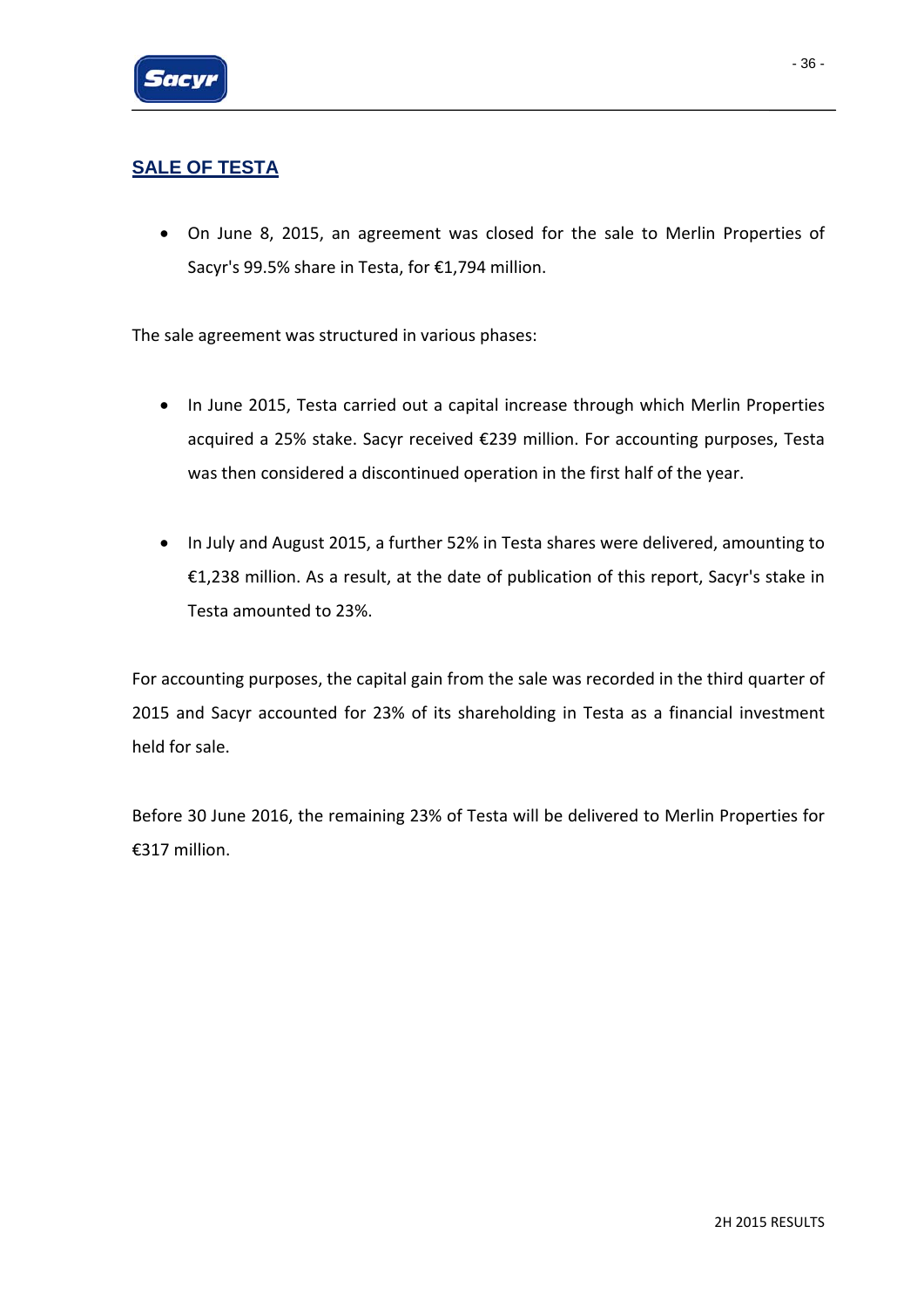## SALE OF TESTA

- On June 8, 2015, an agreement was closed for the sale to Merlin Properties of Sacyr's 99.5% share in Testa, for €1,794 million.

The sale agreement was structured in various phases:

- In June 2015, Testa carried out a capital increase through which Merlin Properties acquired a 25% stake. Sacyr received €239 million. For accounting purposes, Testa was then considered a discontinued operation in the first half of the year.

- In July and August 2015, a further 52% in Testa shares were delivered, amounting to €1,238 million. As a result, at the date of publication of this report, Sacyr's stake in Testa amounted to 23%.

For accounting purposes, the capital gain from the sale was recorded in the third quarter of 2015 and Sacyr accounted for 23% of its shareholding in Testa as a financial investment held for sale.

Before 30 June 2016, the remaining 23% of Testa will be delivered to Merlin Properties for €317 million.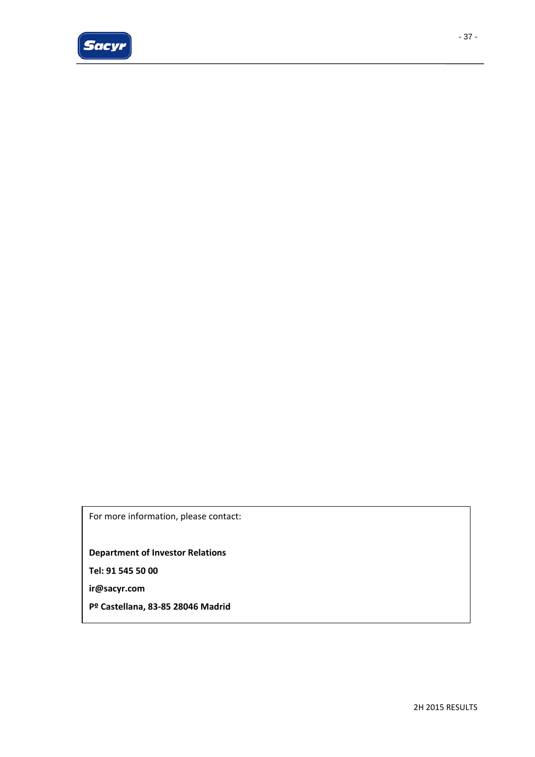For more information, please contact:

**Department of Investor Relations**

**Tel: 91 545 50 00**

**ir@sacyr.com**

**Pº Castellana, 83-85 28046 Madrid**